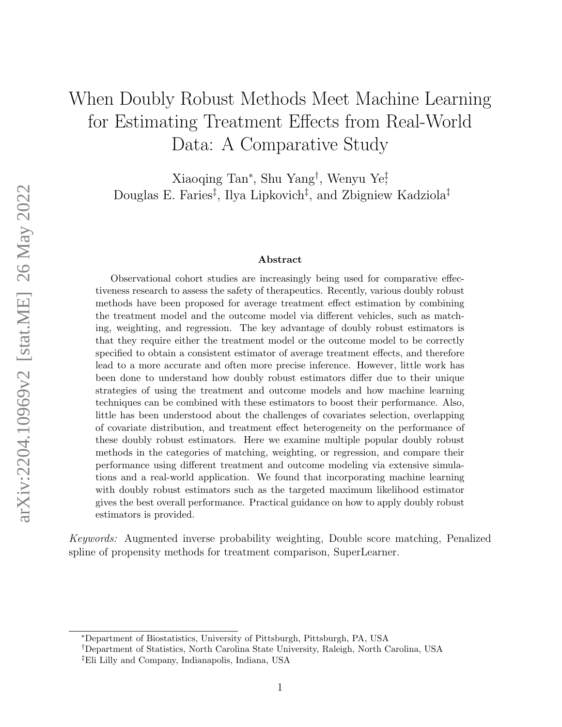# When Doubly Robust Methods Meet Machine Learning for Estimating Treatment Effects from Real-World Data: A Comparative Study

Xiaoqing Tan[*], Shu Yang[†], Wenyu Ye[‡], Douglas E. Faries[‡], Ilya Lipkovich[‡], and Zbigniew Kadziola[‡]

### Abstract

Observational cohort studies are increasingly being used for comparative effectiveness research to assess the safety of therapeutics. Recently, various doubly robust methods have been proposed for average treatment effect estimation by combining the treatment model and the outcome model via different vehicles, such as matching, weighting, and regression. The key advantage of doubly robust estimators is that they require either the treatment model or the outcome model to be correctly specified to obtain a consistent estimator of average treatment effects, and therefore lead to a more accurate and often more precise inference. However, little work has been done to understand how doubly robust estimators differ due to their unique strategies of using the treatment and outcome models and how machine learning techniques can be combined with these estimators to boost their performance. Also, little has been understood about the challenges of covariates selection, overlapping of covariate distribution, and treatment effect heterogeneity on the performance of these doubly robust estimators. Here we examine multiple popular doubly robust methods in the categories of matching, weighting, or regression, and compare their performance using different treatment and outcome modeling via extensive simulations and a real-world application. We found that incorporating machine learning with doubly robust estimators such as the targeted maximum likelihood estimator gives the best overall performance. Practical guidance on how to apply doubly robust estimators is provided.

*Keywords:* Augmented inverse probability weighting, Double score matching, Penalized spline of propensity methods for treatment comparison, SuperLearner.

[*] Department of Biostatistics, University of Pittsburgh, Pittsburgh, PA, USA

[†] Department of Statistics, North Carolina State University, Raleigh, North Carolina, USA

[‡] Eli Lilly and Company, Indianapolis, Indiana, USA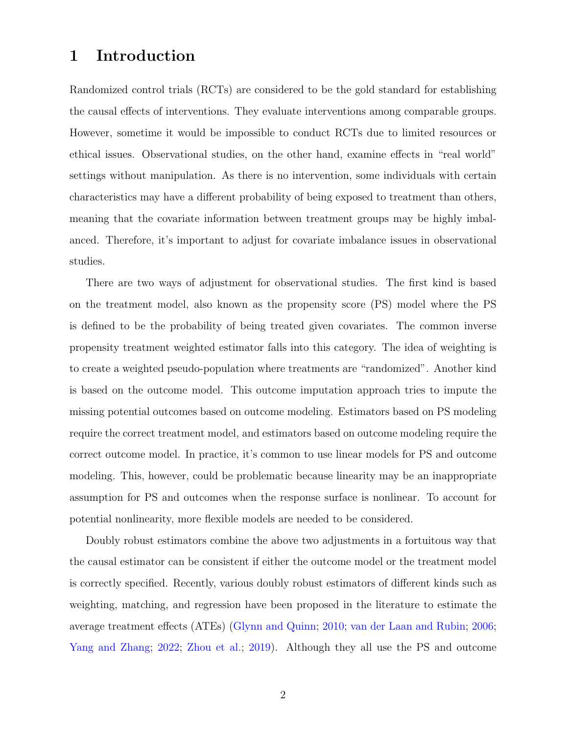# 1 Introduction

Randomized control trials (RCTs) are considered to be the gold standard for establishing the causal effects of interventions. They evaluate interventions among comparable groups. However, sometime it would be impossible to conduct RCTs due to limited resources or ethical issues. Observational studies, on the other hand, examine effects in "real world" settings without manipulation. As there is no intervention, some individuals with certain characteristics may have a different probability of being exposed to treatment than others, meaning that the covariate information between treatment groups may be highly imbalanced. Therefore, it's important to adjust for covariate imbalance issues in observational studies.

There are two ways of adjustment for observational studies. The first kind is based on the treatment model, also known as the propensity score (PS) model where the PS is defined to be the probability of being treated given covariates. The common inverse propensity treatment weighted estimator falls into this category. The idea of weighting is to create a weighted pseudo-population where treatments are "randomized". Another kind is based on the outcome model. This outcome imputation approach tries to impute the missing potential outcomes based on outcome modeling. Estimators based on PS modeling require the correct treatment model, and estimators based on outcome modeling require the correct outcome model. In practice, it's common to use linear models for PS and outcome modeling. This, however, could be problematic because linearity may be an inappropriate assumption for PS and outcomes when the response surface is nonlinear. To account for potential nonlinearity, more flexible models are needed to be considered.

Doubly robust estimators combine the above two adjustments in a fortuitous way that the causal estimator can be consistent if either the outcome model or the treatment model is correctly specified. Recently, various doubly robust estimators of different kinds such as weighting, matching, and regression have been proposed in the literature to estimate the average treatment effects (ATEs) (Glynn and Quinn; 2010; van der Laan and Rubin; 2006; Yang and Zhang; 2022; Zhou et al.; 2019). Although they all use the PS and outcome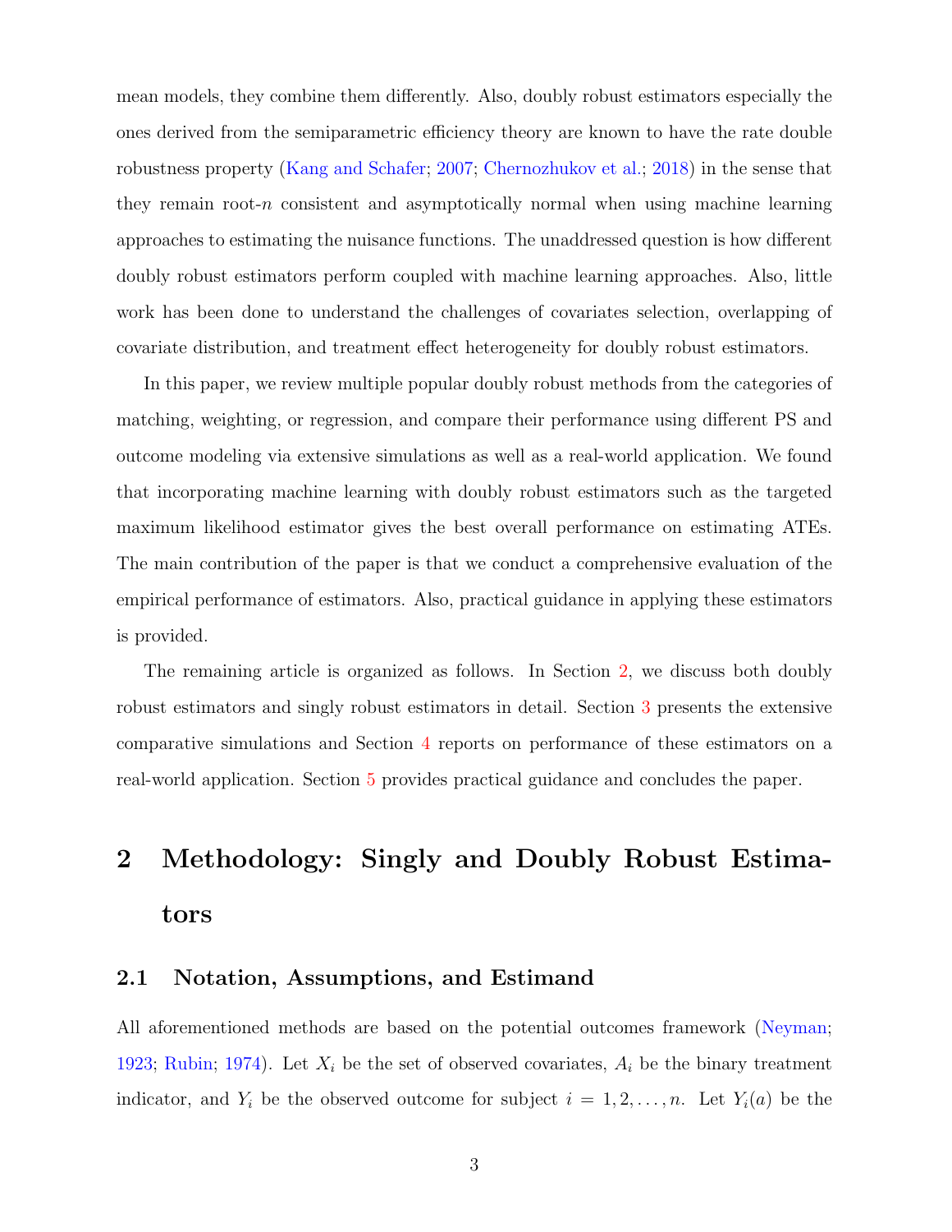mean models, they combine them differently. Also, doubly robust estimators especially the ones derived from the semiparametric efficiency theory are known to have the rate double robustness property (Kang and Schafer; 2007; Chernozhukov et al.; 2018) in the sense that they remain root-$n$ consistent and asymptotically normal when using machine learning approaches to estimating the nuisance functions. The unaddressed question is how different doubly robust estimators perform coupled with machine learning approaches. Also, little work has been done to understand the challenges of covariates selection, overlapping of covariate distribution, and treatment effect heterogeneity for doubly robust estimators.

In this paper, we review multiple popular doubly robust methods from the categories of matching, weighting, or regression, and compare their performance using different PS and outcome modeling via extensive simulations as well as a real-world application. We found that incorporating machine learning with doubly robust estimators such as the targeted maximum likelihood estimator gives the best overall performance on estimating ATEs. The main contribution of the paper is that we conduct a comprehensive evaluation of the empirical performance of estimators. Also, practical guidance in applying these estimators is provided.

The remaining article is organized as follows. In Section 2, we discuss both doubly robust estimators and singly robust estimators in detail. Section 3 presents the extensive comparative simulations and Section 4 reports on performance of these estimators on a real-world application. Section 5 provides practical guidance and concludes the paper.

# 2 Methodology: Singly and Doubly Robust Estimators

## 2.1 Notation, Assumptions, and Estimand

All aforementioned methods are based on the potential outcomes framework (Neyman; 1923; Rubin; 1974). Let $X_i$ be the set of observed covariates, $A_i$ be the binary treatment indicator, and $Y_i$ be the observed outcome for subject $i = 1, 2, \ldots, n$. Let $Y_i(a)$ be the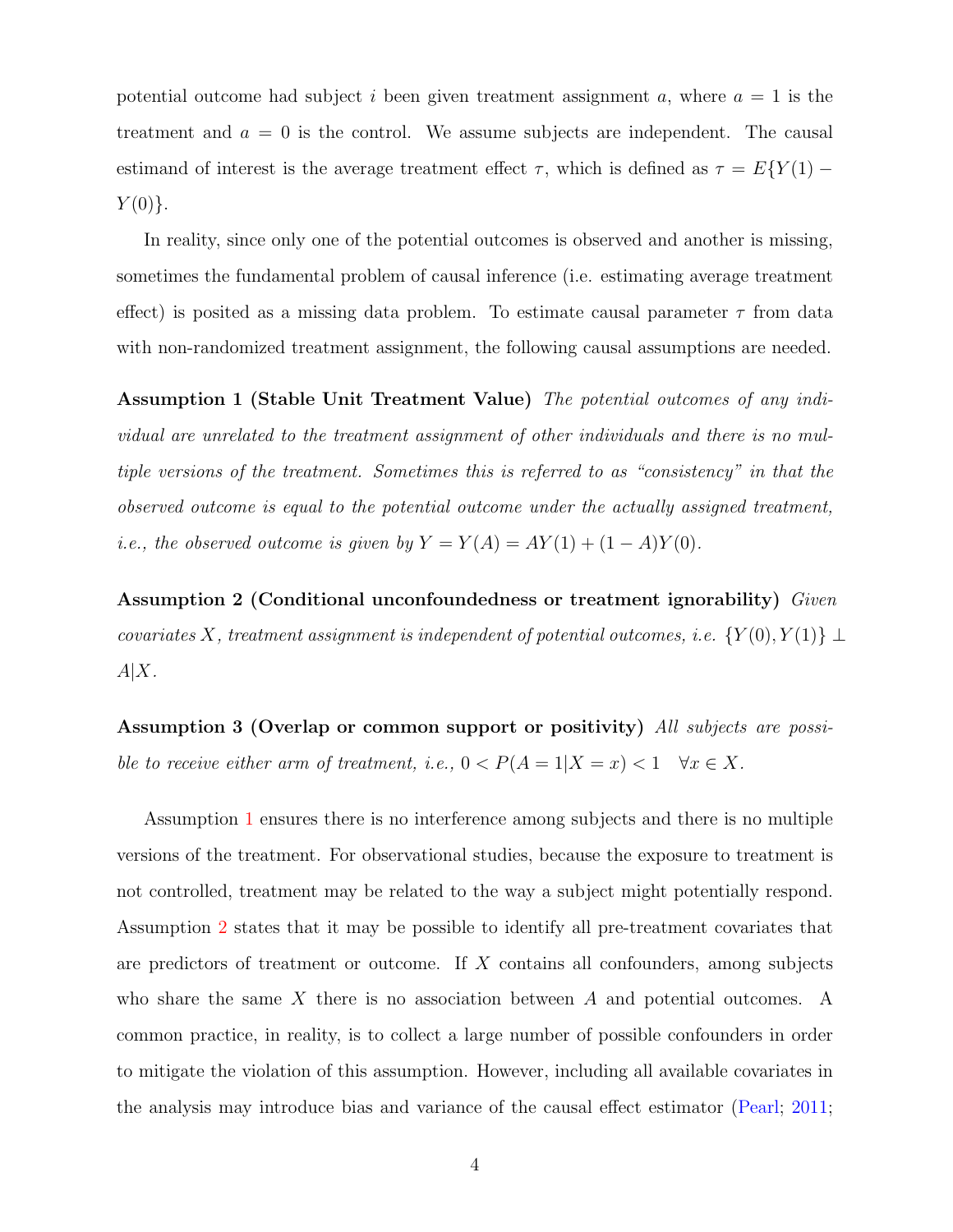potential outcome had subject $i$ been given treatment assignment $a$, where $a = 1$ is the treatment and $a = 0$ is the control. We assume subjects are independent. The causal estimand of interest is the average treatment effect $\tau$, which is defined as $\tau = E\{Y(1) - Y(0)\}$.

In reality, since only one of the potential outcomes is observed and another is missing, sometimes the fundamental problem of causal inference (i.e. estimating average treatment effect) is posited as a missing data problem. To estimate causal parameter $\tau$ from data with non-randomized treatment assignment, the following causal assumptions are needed.

**Assumption 1 (Stable Unit Treatment Value)** *The potential outcomes of any individual are unrelated to the treatment assignment of other individuals and there is no multiple versions of the treatment. Sometimes this is referred to as "consistency" in that the observed outcome is equal to the potential outcome under the actually assigned treatment, i.e., the observed outcome is given by* $Y = Y(A) = AY(1) + (1 - A)Y(0)$.

**Assumption 2 (Conditional unconfoundedness or treatment ignorability)** *Given covariates* $X$*, treatment assignment is independent of potential outcomes, i.e.* $\{Y(0), Y(1)\} \perp A|X$.

**Assumption 3 (Overlap or common support or positivity)** *All subjects are possible to receive either arm of treatment, i.e.,* $0 < P(A = 1|X = x) < 1 \quad \forall x \in X$.

Assumption 1 ensures there is no interference among subjects and there is no multiple versions of the treatment. For observational studies, because the exposure to treatment is not controlled, treatment may be related to the way a subject might potentially respond. Assumption 2 states that it may be possible to identify all pre-treatment covariates that are predictors of treatment or outcome. If $X$ contains all confounders, among subjects who share the same $X$ there is no association between $A$ and potential outcomes. A common practice, in reality, is to collect a large number of possible confounders in order to mitigate the violation of this assumption. However, including all available covariates in the analysis may introduce bias and variance of the causal effect estimator (Pearl; 2011;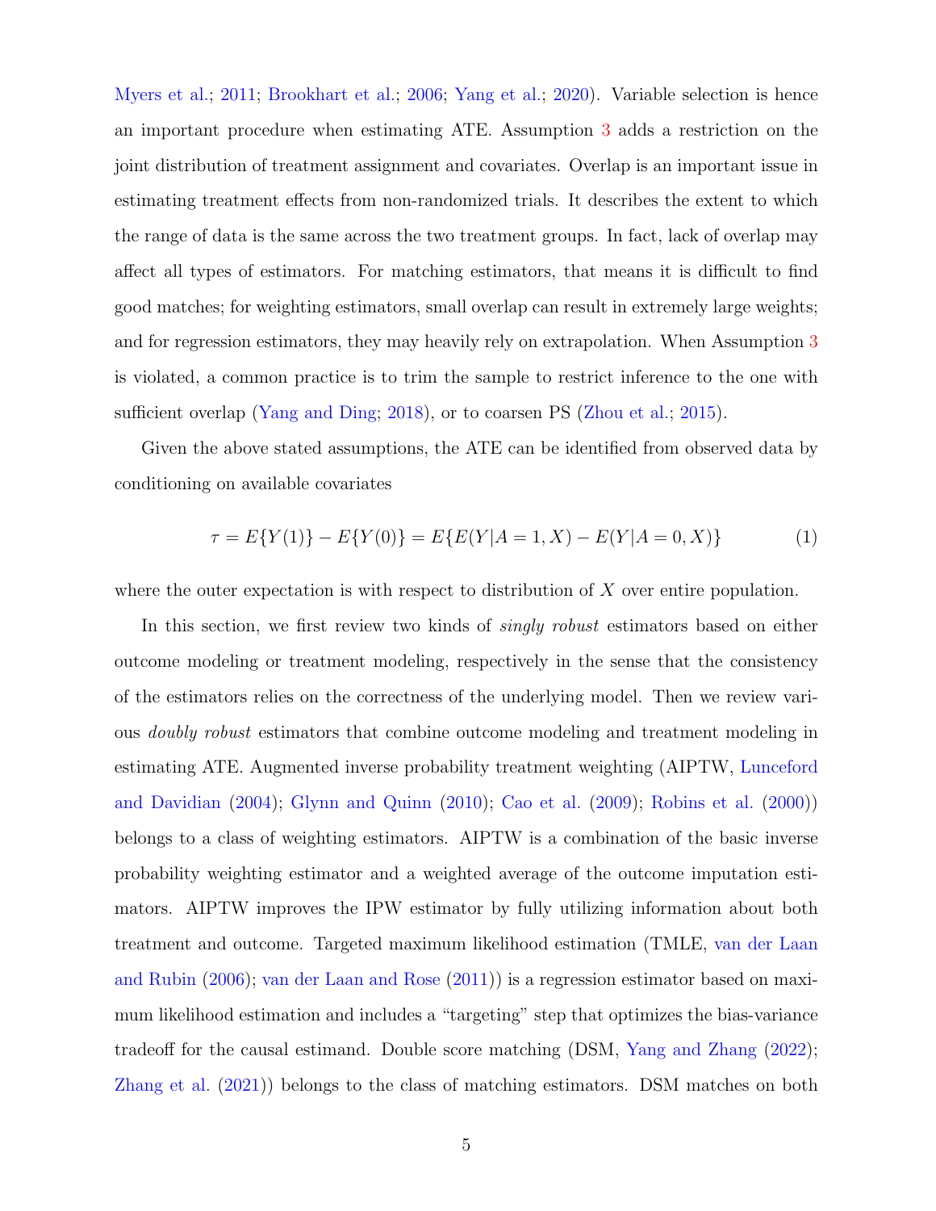Myers et al.; 2011; Brookhart et al.; 2006; Yang et al.; 2020). Variable selection is hence an important procedure when estimating ATE. Assumption 3 adds a restriction on the joint distribution of treatment assignment and covariates. Overlap is an important issue in estimating treatment effects from non-randomized trials. It describes the extent to which the range of data is the same across the two treatment groups. In fact, lack of overlap may affect all types of estimators. For matching estimators, that means it is difficult to find good matches; for weighting estimators, small overlap can result in extremely large weights; and for regression estimators, they may heavily rely on extrapolation. When Assumption 3 is violated, a common practice is to trim the sample to restrict inference to the one with sufficient overlap (Yang and Ding; 2018), or to coarsen PS (Zhou et al.; 2015).

Given the above stated assumptions, the ATE can be identified from observed data by conditioning on available covariates

$$\tau = E\{Y(1)\} - E\{Y(0)\} = E\{E(Y|A=1, X) - E(Y|A=0, X)\} \tag{1}$$

where the outer expectation is with respect to distribution of $X$ over entire population.

In this section, we first review two kinds of *singly robust* estimators based on either outcome modeling or treatment modeling, respectively in the sense that the consistency of the estimators relies on the correctness of the underlying model. Then we review various *doubly robust* estimators that combine outcome modeling and treatment modeling in estimating ATE. Augmented inverse probability treatment weighting (AIPTW, Lunceford and Davidian (2004); Glynn and Quinn (2010); Cao et al. (2009); Robins et al. (2000)) belongs to a class of weighting estimators. AIPTW is a combination of the basic inverse probability weighting estimator and a weighted average of the outcome imputation estimators. AIPTW improves the IPW estimator by fully utilizing information about both treatment and outcome. Targeted maximum likelihood estimation (TMLE, van der Laan and Rubin (2006); van der Laan and Rose (2011)) is a regression estimator based on maximum likelihood estimation and includes a "targeting" step that optimizes the bias-variance tradeoff for the causal estimand. Double score matching (DSM, Yang and Zhang (2022); Zhang et al. (2021)) belongs to the class of matching estimators. DSM matches on both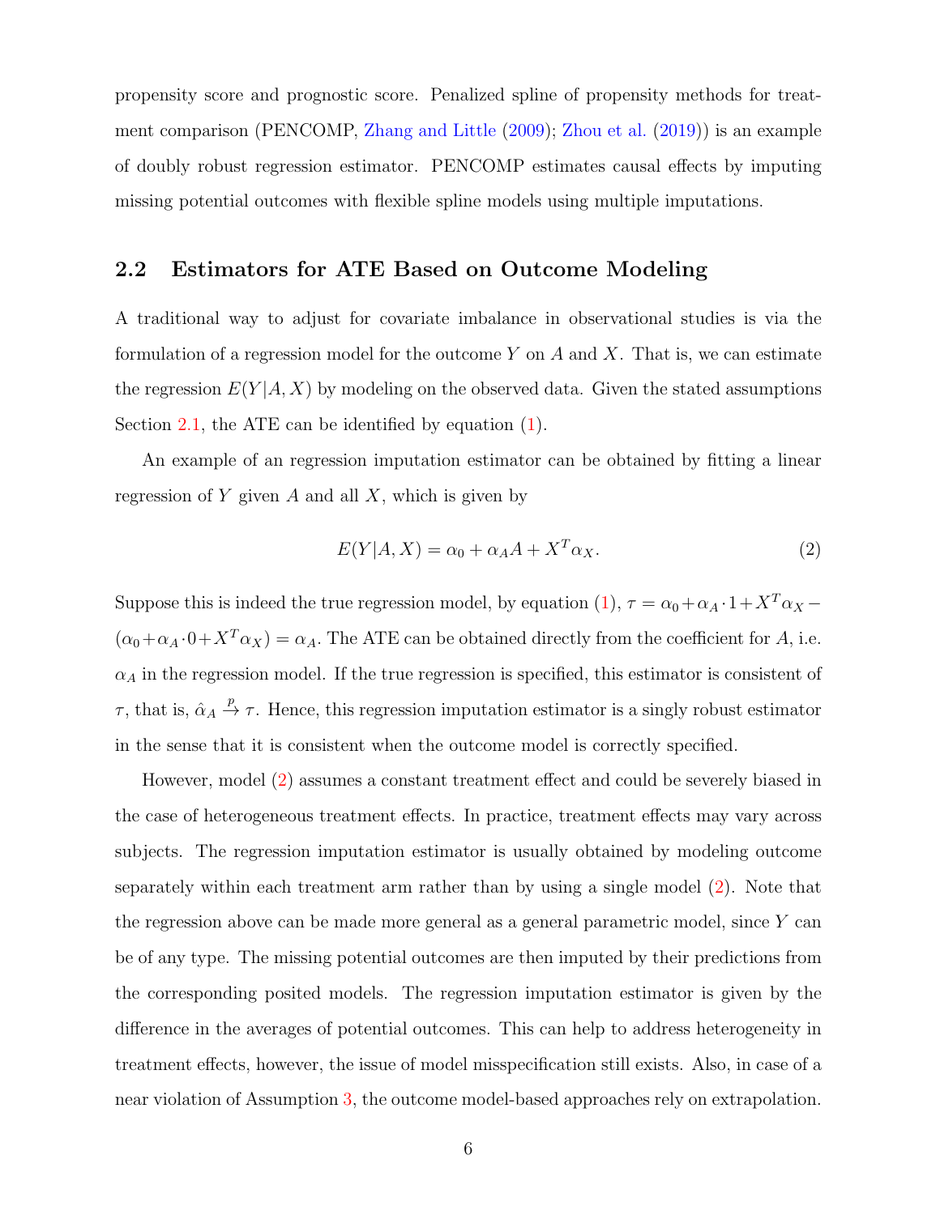propensity score and prognostic score. Penalized spline of propensity methods for treatment comparison (PENCOMP, Zhang and Little (2009); Zhou et al. (2019)) is an example of doubly robust regression estimator. PENCOMP estimates causal effects by imputing missing potential outcomes with flexible spline models using multiple imputations.

## 2.2 Estimators for ATE Based on Outcome Modeling

A traditional way to adjust for covariate imbalance in observational studies is via the formulation of a regression model for the outcome $Y$ on $A$ and $X$. That is, we can estimate the regression $E(Y|A, X)$ by modeling on the observed data. Given the stated assumptions Section 2.1, the ATE can be identified by equation (1).

An example of an regression imputation estimator can be obtained by fitting a linear regression of $Y$ given $A$ and all $X$, which is given by

$$E(Y|A, X) = \alpha_0 + \alpha_A A + X^T \alpha_X. \tag{2}$$

Suppose this is indeed the true regression model, by equation (1), $\tau = \alpha_0 + \alpha_A \cdot 1 + X^T \alpha_X - (\alpha_0 + \alpha_A \cdot 0 + X^T \alpha_X) = \alpha_A$. The ATE can be obtained directly from the coefficient for $A$, i.e. $\alpha_A$ in the regression model. If the true regression is specified, this estimator is consistent of $\tau$, that is, $\hat{\alpha}_A \xrightarrow{p} \tau$. Hence, this regression imputation estimator is a singly robust estimator in the sense that it is consistent when the outcome model is correctly specified.

However, model (2) assumes a constant treatment effect and could be severely biased in the case of heterogeneous treatment effects. In practice, treatment effects may vary across subjects. The regression imputation estimator is usually obtained by modeling outcome separately within each treatment arm rather than by using a single model (2). Note that the regression above can be made more general as a general parametric model, since $Y$ can be of any type. The missing potential outcomes are then imputed by their predictions from the corresponding posited models. The regression imputation estimator is given by the difference in the averages of potential outcomes. This can help to address heterogeneity in treatment effects, however, the issue of model misspecification still exists. Also, in case of a near violation of Assumption 3, the outcome model-based approaches rely on extrapolation.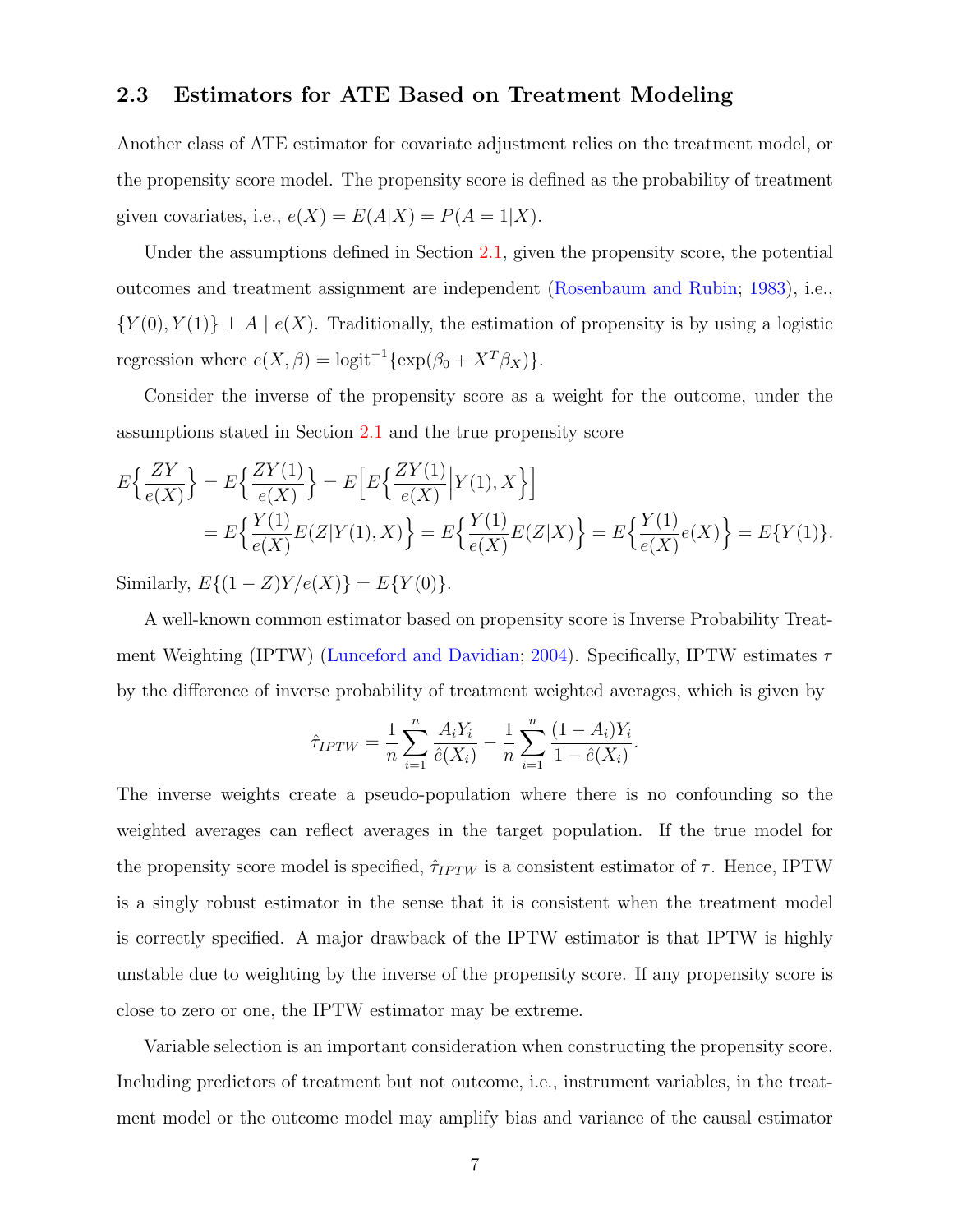### 2.3 Estimators for ATE Based on Treatment Modeling

Another class of ATE estimator for covariate adjustment relies on the treatment model, or the propensity score model. The propensity score is defined as the probability of treatment given covariates, i.e., $e(X) = E(A|X) = P(A = 1|X)$.

Under the assumptions defined in Section 2.1, given the propensity score, the potential outcomes and treatment assignment are independent (Rosenbaum and Rubin; 1983), i.e., $\{Y(0), Y(1)\} \perp A \mid e(X)$. Traditionally, the estimation of propensity is by using a logistic regression where $e(X, \beta) = \text{logit}^{-1}\{\exp(\beta_0 + X^T\beta_X)\}$.

Consider the inverse of the propensity score as a weight for the outcome, under the assumptions stated in Section 2.1 and the true propensity score

$$
\begin{aligned}
E\Big\{\frac{ZY}{e(X)}\Big\} &= E\Big\{\frac{ZY(1)}{e(X)}\Big\} = E\Big[E\Big\{\frac{ZY(1)}{e(X)}\Big|Y(1), X\Big\}\Big] \\
&= E\Big\{\frac{Y(1)}{e(X)}E(Z|Y(1), X)\Big\} = E\Big\{\frac{Y(1)}{e(X)}E(Z|X)\Big\} = E\Big\{\frac{Y(1)}{e(X)}e(X)\Big\} = E\{Y(1)\}.
\end{aligned}
$$

Similarly, $E\{(1 - Z)Y/e(X)\} = E\{Y(0)\}$.

A well-known common estimator based on propensity score is Inverse Probability Treatment Weighting (IPTW) (Lunceford and Davidian; 2004). Specifically, IPTW estimates $\tau$ by the difference of inverse probability of treatment weighted averages, which is given by

$$
\hat{\tau}_{IPTW} = \frac{1}{n}\sum_{i=1}^{n}\frac{A_iY_i}{\hat{e}(X_i)} - \frac{1}{n}\sum_{i=1}^{n}\frac{(1 - A_i)Y_i}{1 - \hat{e}(X_i)}.
$$

The inverse weights create a pseudo-population where there is no confounding so the weighted averages can reflect averages in the target population. If the true model for the propensity score model is specified, $\hat{\tau}_{IPTW}$ is a consistent estimator of $\tau$. Hence, IPTW is a singly robust estimator in the sense that it is consistent when the treatment model is correctly specified. A major drawback of the IPTW estimator is that IPTW is highly unstable due to weighting by the inverse of the propensity score. If any propensity score is close to zero or one, the IPTW estimator may be extreme.

Variable selection is an important consideration when constructing the propensity score. Including predictors of treatment but not outcome, i.e., instrument variables, in the treatment model or the outcome model may amplify bias and variance of the causal estimator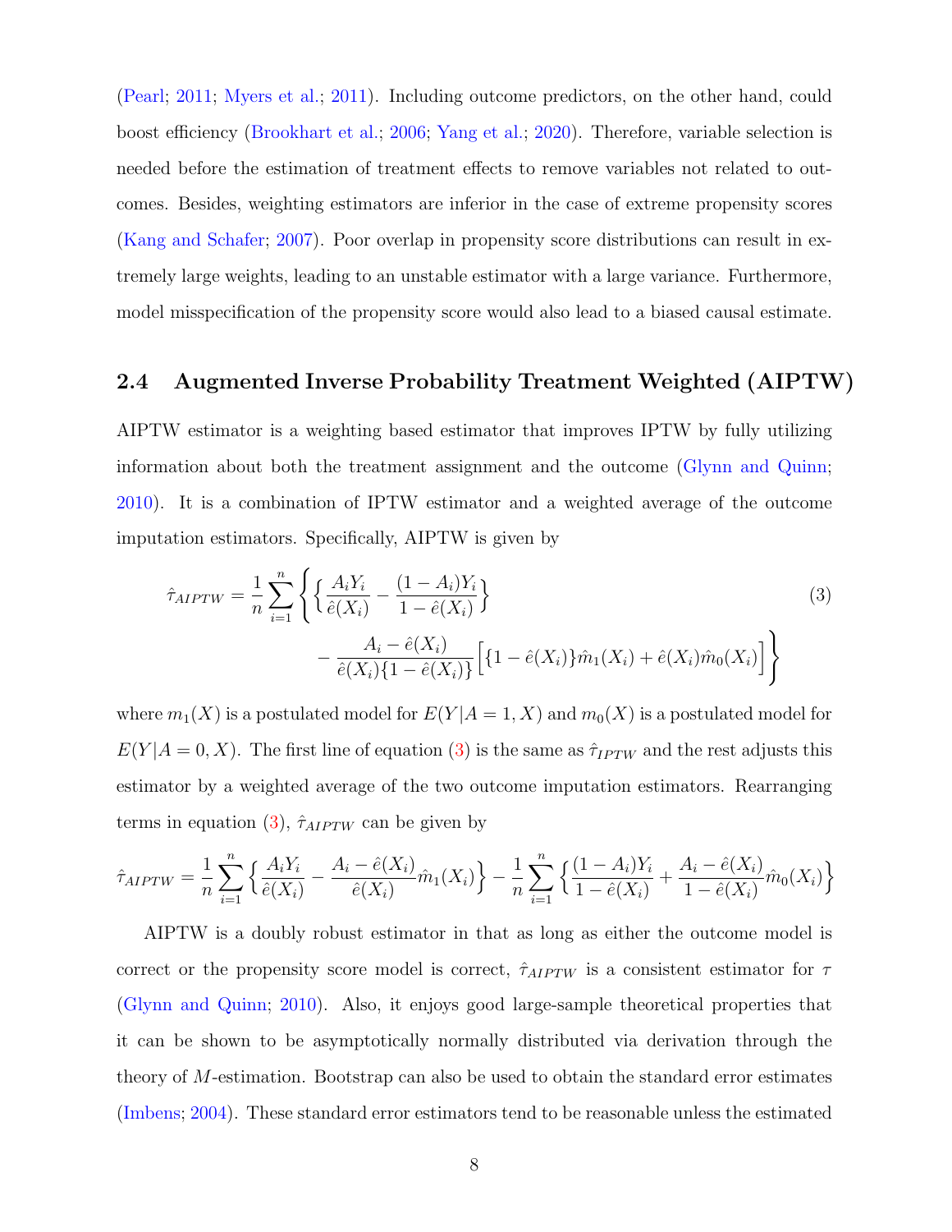(Pearl; 2011; Myers et al.; 2011). Including outcome predictors, on the other hand, could boost efficiency (Brookhart et al.; 2006; Yang et al.; 2020). Therefore, variable selection is needed before the estimation of treatment effects to remove variables not related to outcomes. Besides, weighting estimators are inferior in the case of extreme propensity scores (Kang and Schafer; 2007). Poor overlap in propensity score distributions can result in extremely large weights, leading to an unstable estimator with a large variance. Furthermore, model misspecification of the propensity score would also lead to a biased causal estimate.

## 2.4 Augmented Inverse Probability Treatment Weighted (AIPTW)

AIPTW estimator is a weighting based estimator that improves IPTW by fully utilizing information about both the treatment assignment and the outcome (Glynn and Quinn; 2010). It is a combination of IPTW estimator and a weighted average of the outcome imputation estimators. Specifically, AIPTW is given by

$$
\begin{aligned}
\hat{\tau}_{AIPTW} = \frac{1}{n}\sum_{i=1}^{n}\Bigg\{ &\Big\{ \frac{A_i Y_i}{\hat{e}(X_i)} - \frac{(1-A_i)Y_i}{1-\hat{e}(X_i)} \Big\} \\
&- \frac{A_i - \hat{e}(X_i)}{\hat{e}(X_i)\{1-\hat{e}(X_i)\}}\Big[ \{1-\hat{e}(X_i)\}\hat{m}_1(X_i) + \hat{e}(X_i)\hat{m}_0(X_i) \Big] \Bigg\}
\end{aligned} \tag{3}
$$

where $m_1(X)$ is a postulated model for $E(Y|A=1,X)$ and $m_0(X)$ is a postulated model for $E(Y|A=0,X)$. The first line of equation (3) is the same as $\hat{\tau}_{IPTW}$ and the rest adjusts this estimator by a weighted average of the two outcome imputation estimators. Rearranging terms in equation (3), $\hat{\tau}_{AIPTW}$ can be given by

$$
\hat{\tau}_{AIPTW} = \frac{1}{n}\sum_{i=1}^{n}\Big\{ \frac{A_i Y_i}{\hat{e}(X_i)} - \frac{A_i - \hat{e}(X_i)}{\hat{e}(X_i)}\hat{m}_1(X_i) \Big\} - \frac{1}{n}\sum_{i=1}^{n}\Big\{ \frac{(1-A_i)Y_i}{1-\hat{e}(X_i)} + \frac{A_i - \hat{e}(X_i)}{1-\hat{e}(X_i)}\hat{m}_0(X_i) \Big\}
$$

AIPTW is a doubly robust estimator in that as long as either the outcome model is correct or the propensity score model is correct, $\hat{\tau}_{AIPTW}$ is a consistent estimator for $\tau$ (Glynn and Quinn; 2010). Also, it enjoys good large-sample theoretical properties that it can be shown to be asymptotically normally distributed via derivation through the theory of $M$-estimation. Bootstrap can also be used to obtain the standard error estimates (Imbens; 2004). These standard error estimators tend to be reasonable unless the estimated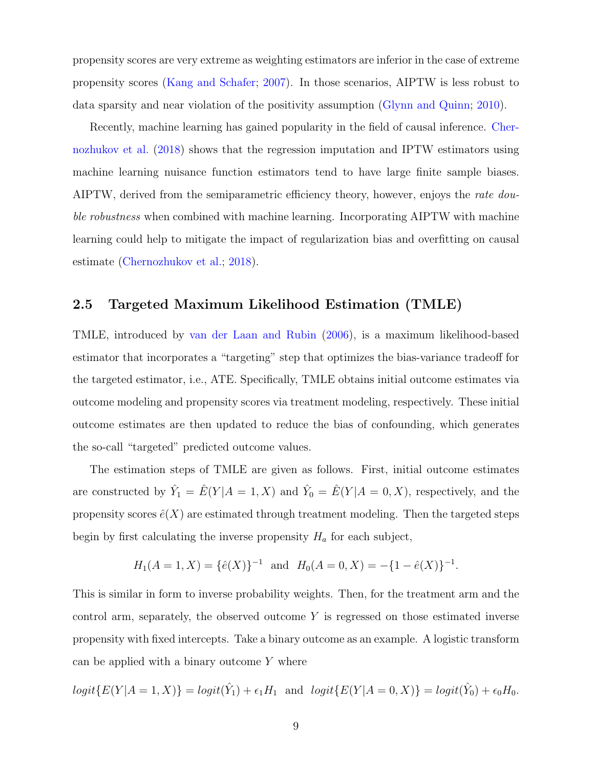propensity scores are very extreme as weighting estimators are inferior in the case of extreme propensity scores (Kang and Schafer; 2007). In those scenarios, AIPTW is less robust to data sparsity and near violation of the positivity assumption (Glynn and Quinn; 2010).

Recently, machine learning has gained popularity in the field of causal inference. Chernozhukov et al. (2018) shows that the regression imputation and IPTW estimators using machine learning nuisance function estimators tend to have large finite sample biases. AIPTW, derived from the semiparametric efficiency theory, however, enjoys the *rate double robustness* when combined with machine learning. Incorporating AIPTW with machine learning could help to mitigate the impact of regularization bias and overfitting on causal estimate (Chernozhukov et al.; 2018).

## 2.5 Targeted Maximum Likelihood Estimation (TMLE)

TMLE, introduced by van der Laan and Rubin (2006), is a maximum likelihood-based estimator that incorporates a "targeting" step that optimizes the bias-variance tradeoff for the targeted estimator, i.e., ATE. Specifically, TMLE obtains initial outcome estimates via outcome modeling and propensity scores via treatment modeling, respectively. These initial outcome estimates are then updated to reduce the bias of confounding, which generates the so-call "targeted" predicted outcome values.

The estimation steps of TMLE are given as follows. First, initial outcome estimates are constructed by $\hat{Y}_1 = \hat{E}(Y|A=1,X)$ and $\hat{Y}_0 = \hat{E}(Y|A=0,X)$, respectively, and the propensity scores $\hat{e}(X)$ are estimated through treatment modeling. Then the targeted steps begin by first calculating the inverse propensity $H_a$ for each subject,

$$H_1(A=1,X) = \{\hat{e}(X)\}^{-1} \text{ and } H_0(A=0,X) = -\{1-\hat{e}(X)\}^{-1}.$$

This is similar in form to inverse probability weights. Then, for the treatment arm and the control arm, separately, the observed outcome $Y$ is regressed on those estimated inverse propensity with fixed intercepts. Take a binary outcome as an example. A logistic transform can be applied with a binary outcome $Y$ where

$$logit\{E(Y|A=1,X)\} = logit(\hat{Y}_1) + \epsilon_1 H_1 \text{ and } logit\{E(Y|A=0,X)\} = logit(\hat{Y}_0) + \epsilon_0 H_0.$$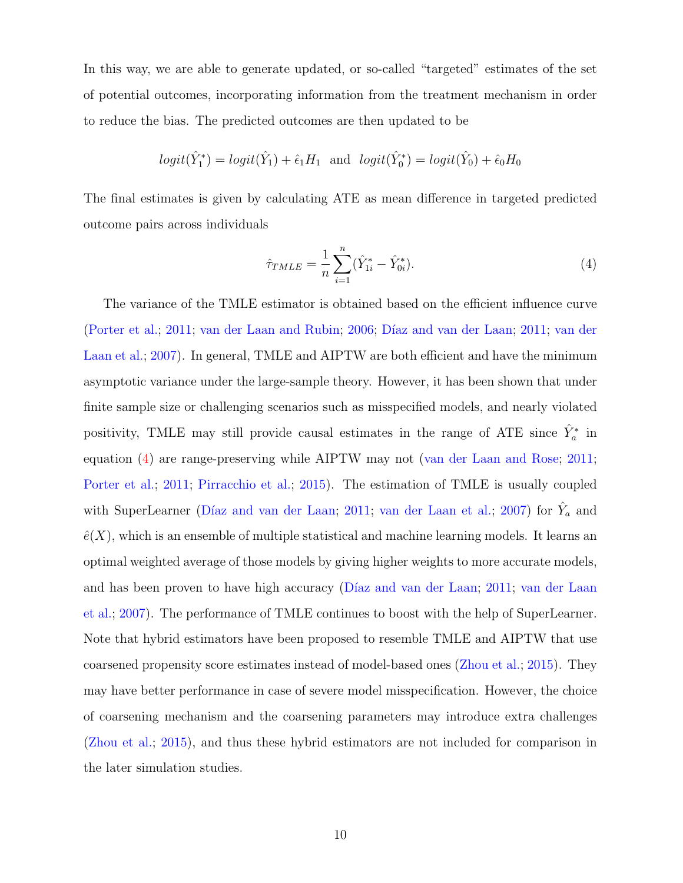In this way, we are able to generate updated, or so-called "targeted" estimates of the set of potential outcomes, incorporating information from the treatment mechanism in order to reduce the bias. The predicted outcomes are then updated to be

$$logit(\hat{Y}_1^*) = logit(\hat{Y}_1) + \hat{\epsilon}_1 H_1 \;\; \text{and} \;\; logit(\hat{Y}_0^*) = logit(\hat{Y}_0) + \hat{\epsilon}_0 H_0$$

The final estimates is given by calculating ATE as mean difference in targeted predicted outcome pairs across individuals

$$\hat{\tau}_{TMLE} = \frac{1}{n}\sum_{i=1}^{n}(\hat{Y}_{1i}^* - \hat{Y}_{0i}^*). \tag{4}$$

The variance of the TMLE estimator is obtained based on the efficient influence curve (Porter et al.; 2011; van der Laan and Rubin; 2006; Díaz and van der Laan; 2011; van der Laan et al.; 2007). In general, TMLE and AIPTW are both efficient and have the minimum asymptotic variance under the large-sample theory. However, it has been shown that under finite sample size or challenging scenarios such as misspecified models, and nearly violated positivity, TMLE may still provide causal estimates in the range of ATE since $\hat{Y}_a^*$ in equation (4) are range-preserving while AIPTW may not (van der Laan and Rose; 2011; Porter et al.; 2011; Pirracchio et al.; 2015). The estimation of TMLE is usually coupled with SuperLearner (Díaz and van der Laan; 2011; van der Laan et al.; 2007) for $\hat{Y}_a$ and $\hat{e}(X)$, which is an ensemble of multiple statistical and machine learning models. It learns an optimal weighted average of those models by giving higher weights to more accurate models, and has been proven to have high accuracy (Díaz and van der Laan; 2011; van der Laan et al.; 2007). The performance of TMLE continues to boost with the help of SuperLearner. Note that hybrid estimators have been proposed to resemble TMLE and AIPTW that use coarsened propensity score estimates instead of model-based ones (Zhou et al.; 2015). They may have better performance in case of severe model misspecification. However, the choice of coarsening mechanism and the coarsening parameters may introduce extra challenges (Zhou et al.; 2015), and thus these hybrid estimators are not included for comparison in the later simulation studies.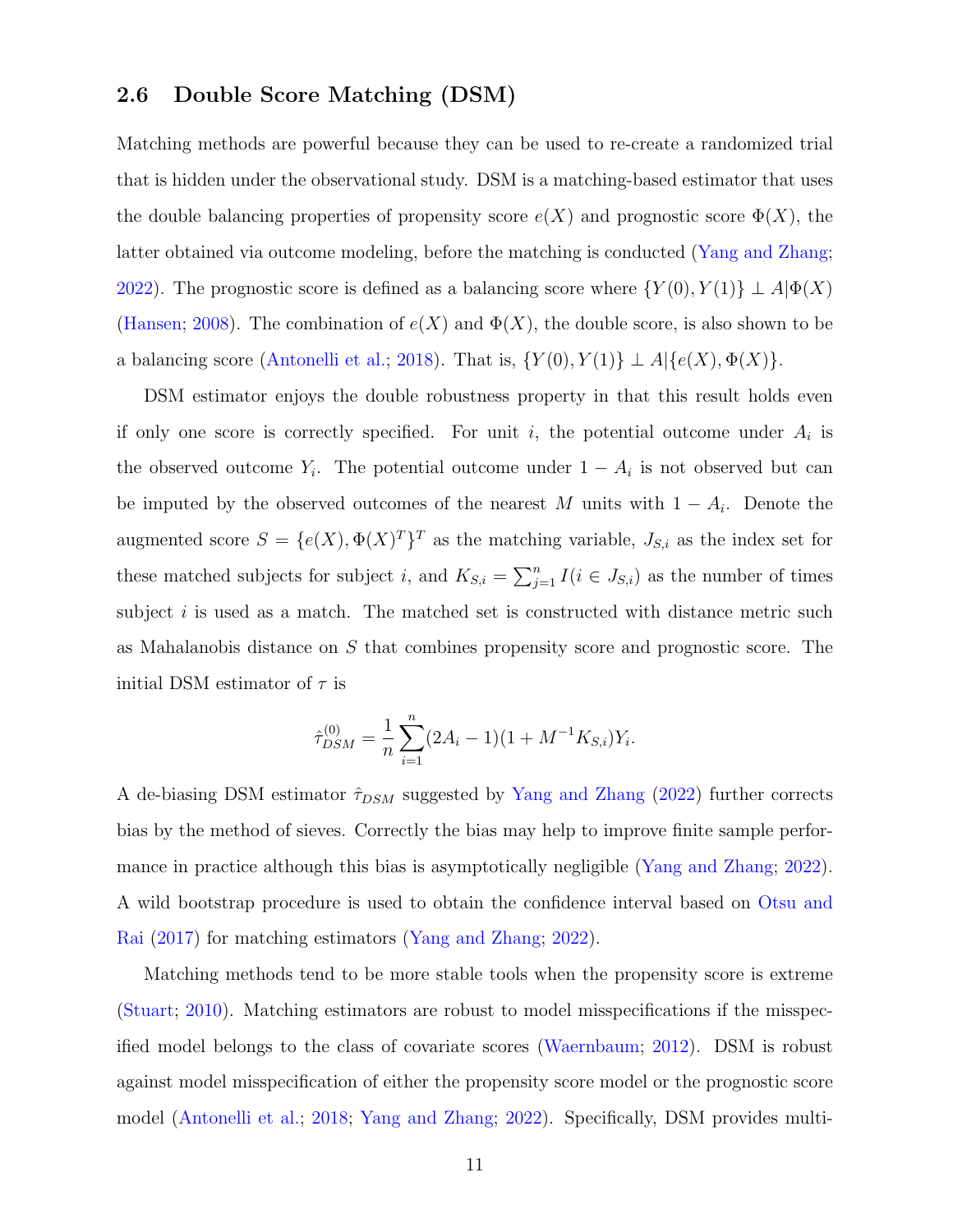### 2.6 Double Score Matching (DSM)

Matching methods are powerful because they can be used to re-create a randomized trial that is hidden under the observational study. DSM is a matching-based estimator that uses the double balancing properties of propensity score $e(X)$ and prognostic score $\Phi(X)$, the latter obtained via outcome modeling, before the matching is conducted (Yang and Zhang; 2022). The prognostic score is defined as a balancing score where $\{Y(0), Y(1)\} \perp A|\Phi(X)$ (Hansen; 2008). The combination of $e(X)$ and $\Phi(X)$, the double score, is also shown to be a balancing score (Antonelli et al.; 2018). That is, $\{Y(0), Y(1)\} \perp A|\{e(X), \Phi(X)\}$.

DSM estimator enjoys the double robustness property in that this result holds even if only one score is correctly specified. For unit $i$, the potential outcome under $A_i$ is the observed outcome $Y_i$. The potential outcome under $1 - A_i$ is not observed but can be imputed by the observed outcomes of the nearest $M$ units with $1 - A_i$. Denote the augmented score $S = \{e(X), \Phi(X)^T\}^T$ as the matching variable, $J_{S,i}$ as the index set for these matched subjects for subject $i$, and $K_{S,i} = \sum_{j=1}^{n} I(i \in J_{S,i})$ as the number of times subject $i$ is used as a match. The matched set is constructed with distance metric such as Mahalanobis distance on $S$ that combines propensity score and prognostic score. The initial DSM estimator of $\tau$ is

$$\hat{\tau}_{DSM}^{(0)} = \frac{1}{n}\sum_{i=1}^{n}(2A_i - 1)(1 + M^{-1}K_{S,i})Y_i.$$

A de-biasing DSM estimator $\hat{\tau}_{DSM}$ suggested by Yang and Zhang (2022) further corrects bias by the method of sieves. Correctly the bias may help to improve finite sample performance in practice although this bias is asymptotically negligible (Yang and Zhang; 2022). A wild bootstrap procedure is used to obtain the confidence interval based on Otsu and Rai (2017) for matching estimators (Yang and Zhang; 2022).

Matching methods tend to be more stable tools when the propensity score is extreme (Stuart; 2010). Matching estimators are robust to model misspecifications if the misspecified model belongs to the class of covariate scores (Waernbaum; 2012). DSM is robust against model misspecification of either the propensity score model or the prognostic score model (Antonelli et al.; 2018; Yang and Zhang; 2022). Specifically, DSM provides multi-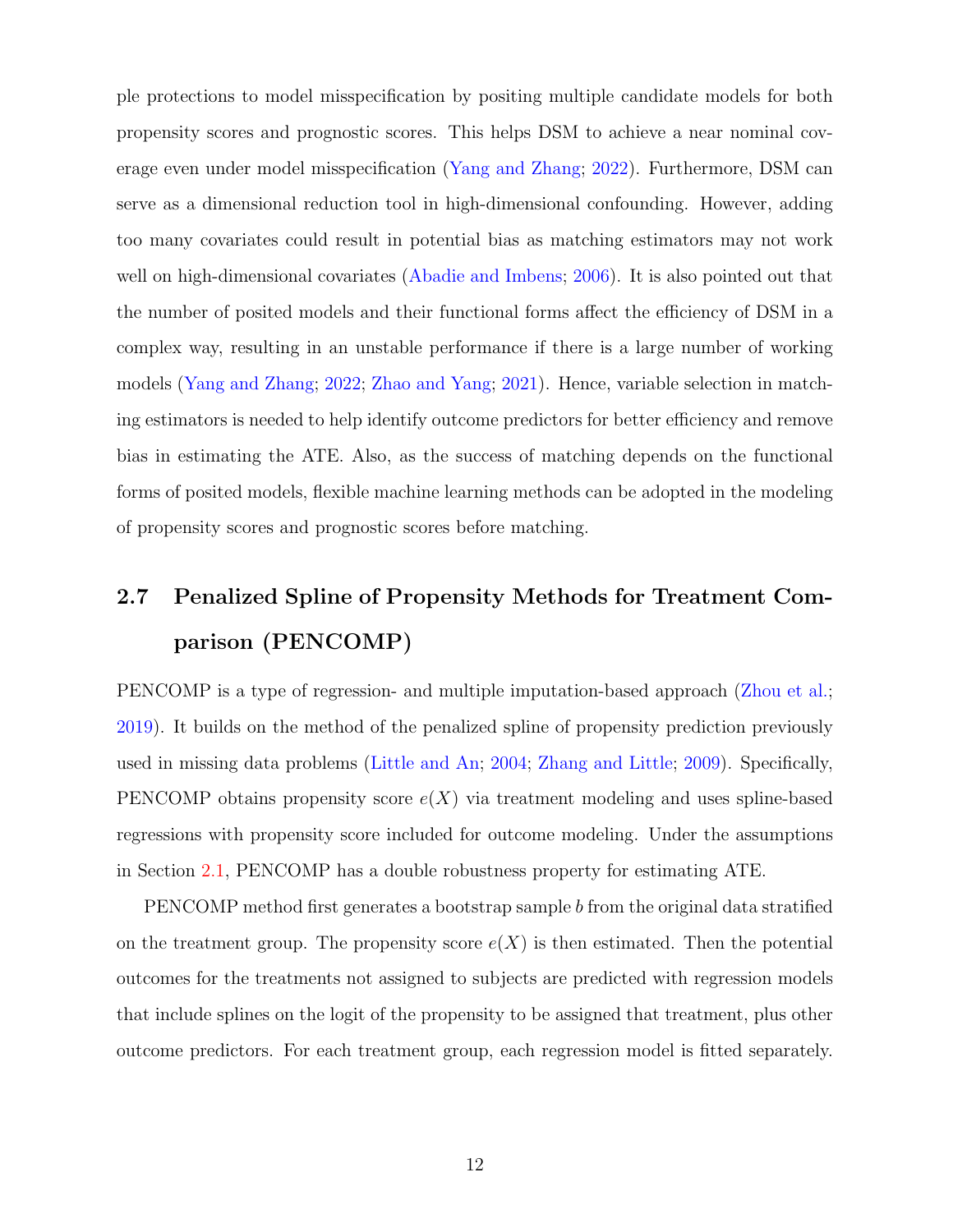ple protections to model misspecification by positing multiple candidate models for both propensity scores and prognostic scores. This helps DSM to achieve a near nominal coverage even under model misspecification (Yang and Zhang; 2022). Furthermore, DSM can serve as a dimensional reduction tool in high-dimensional confounding. However, adding too many covariates could result in potential bias as matching estimators may not work well on high-dimensional covariates (Abadie and Imbens; 2006). It is also pointed out that the number of posited models and their functional forms affect the efficiency of DSM in a complex way, resulting in an unstable performance if there is a large number of working models (Yang and Zhang; 2022; Zhao and Yang; 2021). Hence, variable selection in matching estimators is needed to help identify outcome predictors for better efficiency and remove bias in estimating the ATE. Also, as the success of matching depends on the functional forms of posited models, flexible machine learning methods can be adopted in the modeling of propensity scores and prognostic scores before matching.

## 2.7 Penalized Spline of Propensity Methods for Treatment Comparison (PENCOMP)

PENCOMP is a type of regression- and multiple imputation-based approach (Zhou et al.; 2019). It builds on the method of the penalized spline of propensity prediction previously used in missing data problems (Little and An; 2004; Zhang and Little; 2009). Specifically, PENCOMP obtains propensity score $e(X)$ via treatment modeling and uses spline-based regressions with propensity score included for outcome modeling. Under the assumptions in Section 2.1, PENCOMP has a double robustness property for estimating ATE.

PENCOMP method first generates a bootstrap sample $b$ from the original data stratified on the treatment group. The propensity score $e(X)$ is then estimated. Then the potential outcomes for the treatments not assigned to subjects are predicted with regression models that include splines on the logit of the propensity to be assigned that treatment, plus other outcome predictors. For each treatment group, each regression model is fitted separately.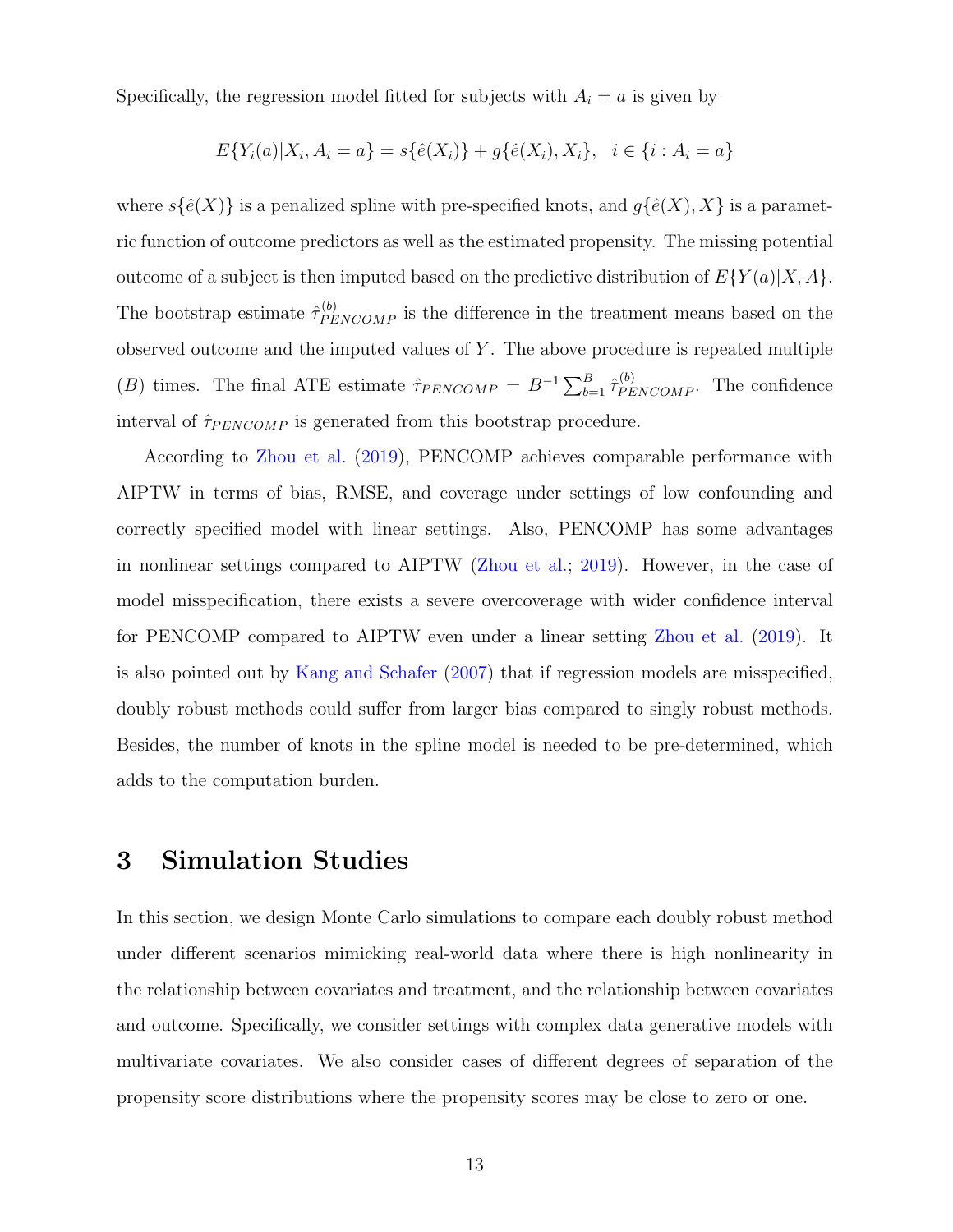Specifically, the regression model fitted for subjects with $A_i = a$ is given by

$$E\{Y_i(a)|X_i, A_i = a\} = s\{\hat{e}(X_i)\} + g\{\hat{e}(X_i), X_i\}, \quad i \in \{i : A_i = a\}$$

where $s\{\hat{e}(X)\}$ is a penalized spline with pre-specified knots, and $g\{\hat{e}(X), X\}$ is a parametric function of outcome predictors as well as the estimated propensity. The missing potential outcome of a subject is then imputed based on the predictive distribution of $E\{Y(a)|X, A\}$. The bootstrap estimate $\hat{\tau}^{(b)}_{PENCOMP}$ is the difference in the treatment means based on the observed outcome and the imputed values of $Y$. The above procedure is repeated multiple ($B$) times. The final ATE estimate $\hat{\tau}_{PENCOMP} = B^{-1} \sum_{b=1}^{B} \hat{\tau}^{(b)}_{PENCOMP}$. The confidence interval of $\hat{\tau}_{PENCOMP}$ is generated from this bootstrap procedure.

According to Zhou et al. (2019), PENCOMP achieves comparable performance with AIPTW in terms of bias, RMSE, and coverage under settings of low confounding and correctly specified model with linear settings. Also, PENCOMP has some advantages in nonlinear settings compared to AIPTW (Zhou et al.; 2019). However, in the case of model misspecification, there exists a severe overcoverage with wider confidence interval for PENCOMP compared to AIPTW even under a linear setting Zhou et al. (2019). It is also pointed out by Kang and Schafer (2007) that if regression models are misspecified, doubly robust methods could suffer from larger bias compared to singly robust methods. Besides, the number of knots in the spline model is needed to be pre-determined, which adds to the computation burden.

# 3 Simulation Studies

In this section, we design Monte Carlo simulations to compare each doubly robust method under different scenarios mimicking real-world data where there is high nonlinearity in the relationship between covariates and treatment, and the relationship between covariates and outcome. Specifically, we consider settings with complex data generative models with multivariate covariates. We also consider cases of different degrees of separation of the propensity score distributions where the propensity scores may be close to zero or one.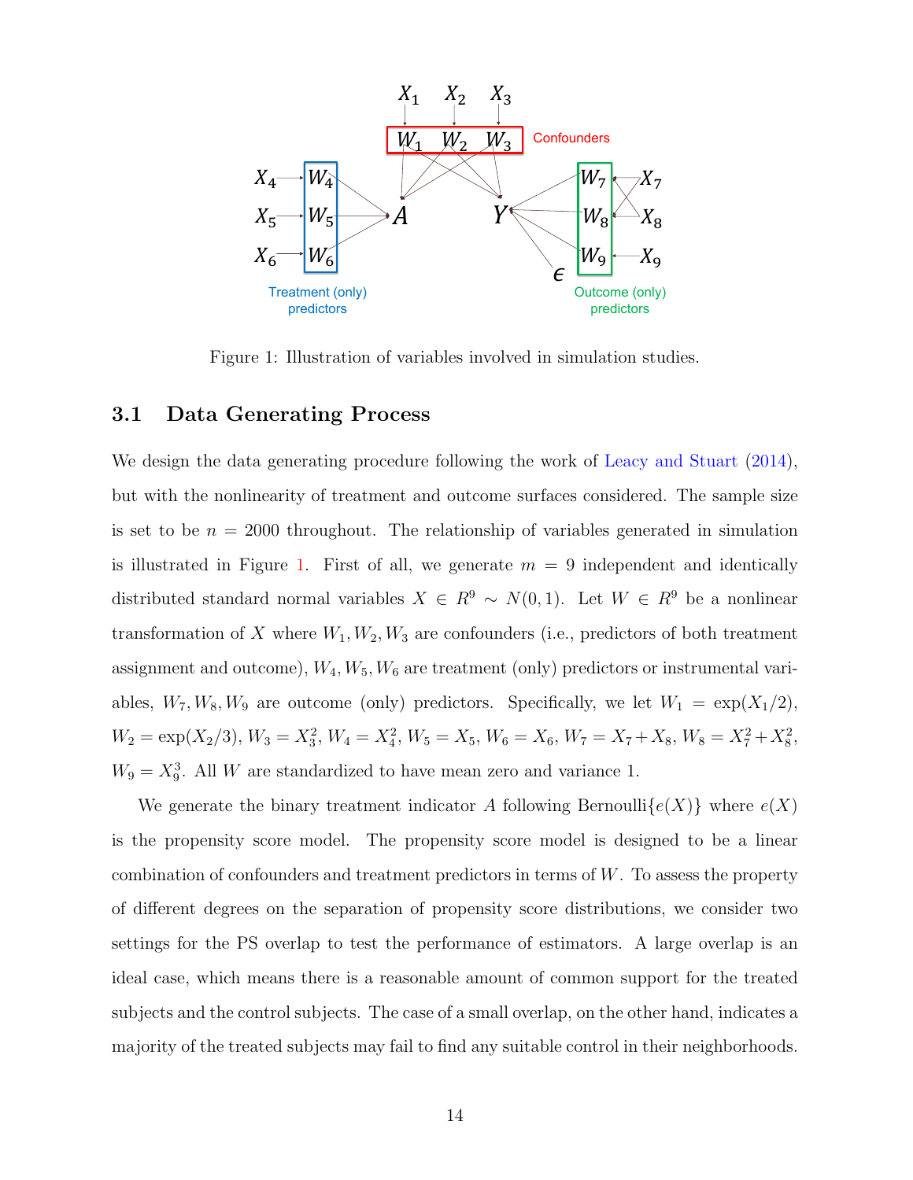Figure 1: Illustration of variables involved in simulation studies.

### 3.1 Data Generating Process

We design the data generating procedure following the work of Leacy and Stuart (2014), but with the nonlinearity of treatment and outcome surfaces considered. The sample size is set to be $n = 2000$ throughout. The relationship of variables generated in simulation is illustrated in Figure 1. First of all, we generate $m = 9$ independent and identically distributed standard normal variables $X \in R^9 \sim N(0,1)$. Let $W \in R^9$ be a nonlinear transformation of $X$ where $W_1, W_2, W_3$ are confounders (i.e., predictors of both treatment assignment and outcome), $W_4, W_5, W_6$ are treatment (only) predictors or instrumental variables, $W_7, W_8, W_9$ are outcome (only) predictors. Specifically, we let $W_1 = \exp(X_1/2)$, $W_2 = \exp(X_2/3)$, $W_3 = X_3^2$, $W_4 = X_4^2$, $W_5 = X_5$, $W_6 = X_6$, $W_7 = X_7 + X_8$, $W_8 = X_7^2 + X_8^2$, $W_9 = X_9^3$. All $W$ are standardized to have mean zero and variance 1.

We generate the binary treatment indicator $A$ following Bernoulli$\{e(X)\}$ where $e(X)$ is the propensity score model. The propensity score model is designed to be a linear combination of confounders and treatment predictors in terms of $W$. To assess the property of different degrees on the separation of propensity score distributions, we consider two settings for the PS overlap to test the performance of estimators. A large overlap is an ideal case, which means there is a reasonable amount of common support for the treated subjects and the control subjects. The case of a small overlap, on the other hand, indicates a majority of the treated subjects may fail to find any suitable control in their neighborhoods.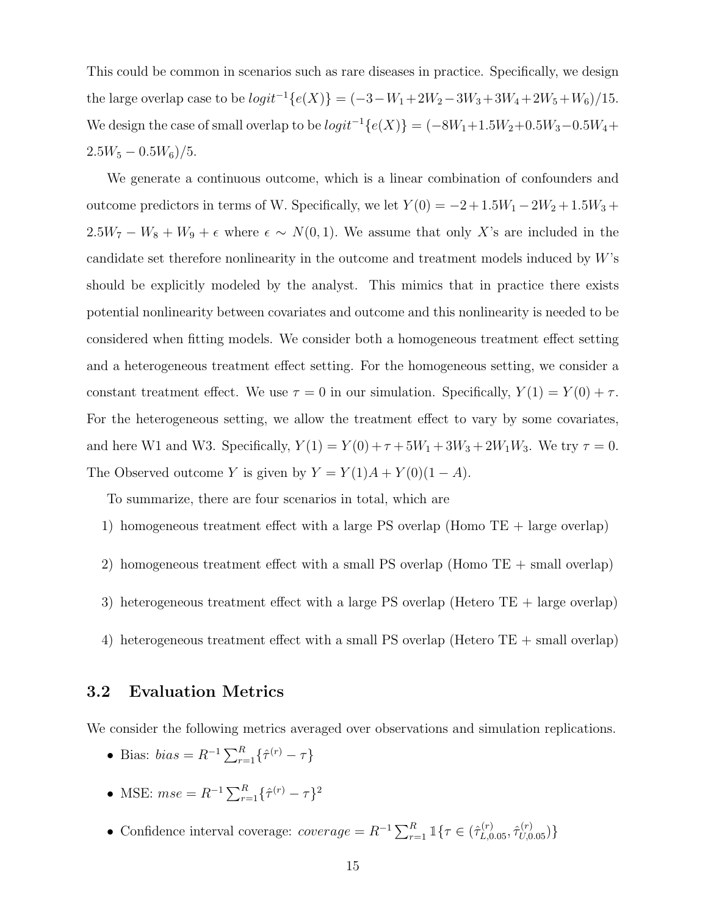This could be common in scenarios such as rare diseases in practice. Specifically, we design the large overlap case to be $logit^{-1}\{e(X)\} = (-3 - W_1 + 2W_2 - 3W_3 + 3W_4 + 2W_5 + W_6)/15$. We design the case of small overlap to be $logit^{-1}\{e(X)\} = (-8W_1 + 1.5W_2 + 0.5W_3 - 0.5W_4 + 2.5W_5 - 0.5W_6)/5$.

We generate a continuous outcome, which is a linear combination of confounders and outcome predictors in terms of W. Specifically, we let $Y(0) = -2 + 1.5W_1 - 2W_2 + 1.5W_3 + 2.5W_7 - W_8 + W_9 + \epsilon$ where $\epsilon \sim N(0, 1)$. We assume that only $X$'s are included in the candidate set therefore nonlinearity in the outcome and treatment models induced by $W$'s should be explicitly modeled by the analyst. This mimics that in practice there exists potential nonlinearity between covariates and outcome and this nonlinearity is needed to be considered when fitting models. We consider both a homogeneous treatment effect setting and a heterogeneous treatment effect setting. For the homogeneous setting, we consider a constant treatment effect. We use $\tau = 0$ in our simulation. Specifically, $Y(1) = Y(0) + \tau$. For the heterogeneous setting, we allow the treatment effect to vary by some covariates, and here W1 and W3. Specifically, $Y(1) = Y(0) + \tau + 5W_1 + 3W_3 + 2W_1W_3$. We try $\tau = 0$. The Observed outcome $Y$ is given by $Y = Y(1)A + Y(0)(1 - A)$.

To summarize, there are four scenarios in total, which are

1) homogeneous treatment effect with a large PS overlap (Homo TE + large overlap)

2) homogeneous treatment effect with a small PS overlap (Homo TE + small overlap)

3) heterogeneous treatment effect with a large PS overlap (Hetero TE + large overlap)

4) heterogeneous treatment effect with a small PS overlap (Hetero TE + small overlap)

### 3.2 Evaluation Metrics

We consider the following metrics averaged over observations and simulation replications.

- Bias: $bias = R^{-1} \sum_{r=1}^{R} \{\hat{\tau}^{(r)} - \tau\}$
- MSE: $mse = R^{-1} \sum_{r=1}^{R} \{\hat{\tau}^{(r)} - \tau\}^2$
- Confidence interval coverage: $coverage = R^{-1} \sum_{r=1}^{R} \mathbb{1}\{\tau \in (\hat{\tau}^{(r)}_{L,0.05}, \hat{\tau}^{(r)}_{U,0.05})\}$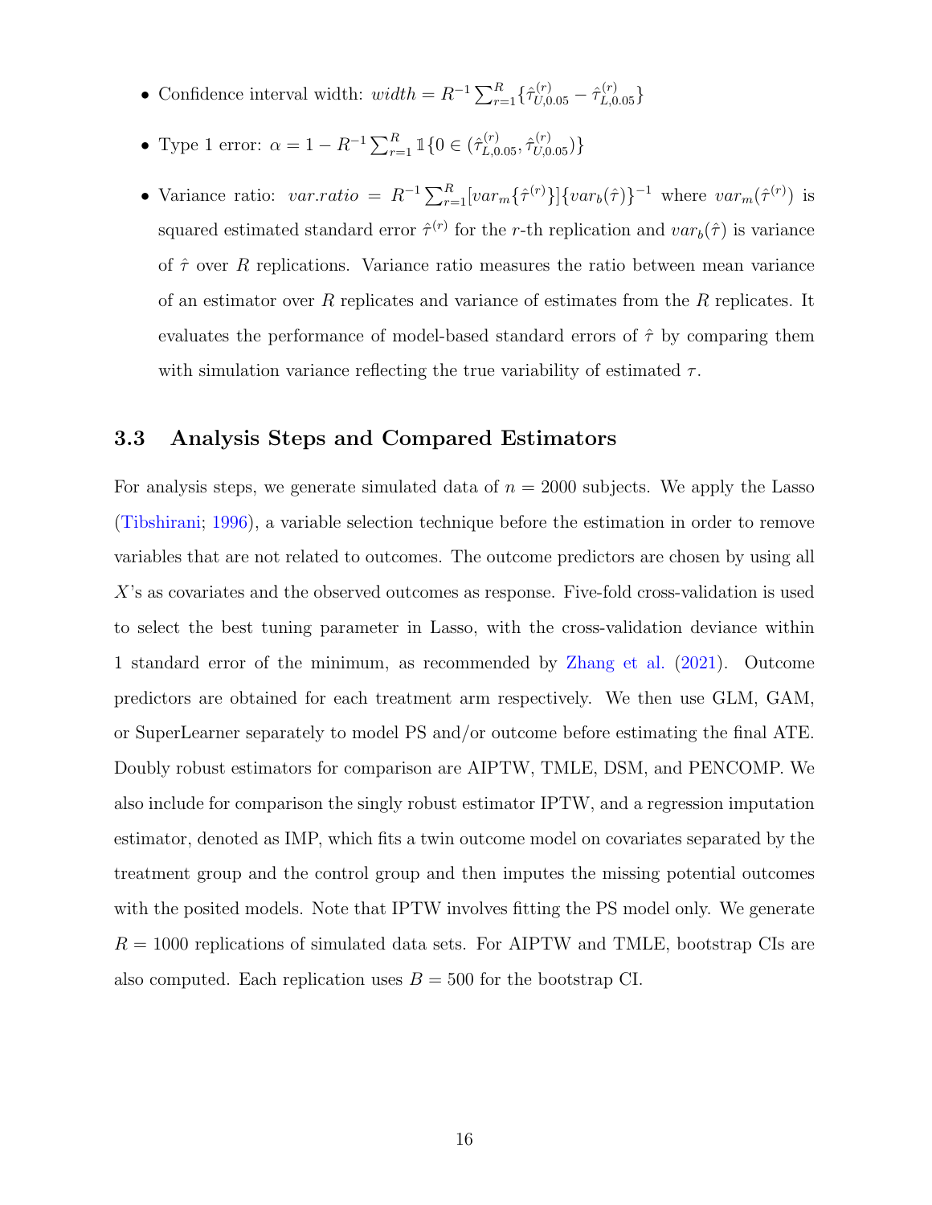- Confidence interval width: $width = R^{-1} \sum_{r=1}^{R} \{\hat{\tau}_{U,0.05}^{(r)} - \hat{\tau}_{L,0.05}^{(r)}\}$

- Type 1 error: $\alpha = 1 - R^{-1} \sum_{r=1}^{R} \mathbb{1}\{0 \in (\hat{\tau}_{L,0.05}^{(r)}, \hat{\tau}_{U,0.05}^{(r)})\}$

- Variance ratio: $var.ratio = R^{-1} \sum_{r=1}^{R} [var_m\{\hat{\tau}^{(r)}\}] \{var_b(\hat{\tau})\}^{-1}$ where $var_m(\hat{\tau}^{(r)})$ is squared estimated standard error $\hat{\tau}^{(r)}$ for the $r$-th replication and $var_b(\hat{\tau})$ is variance of $\hat{\tau}$ over $R$ replications. Variance ratio measures the ratio between mean variance of an estimator over $R$ replicates and variance of estimates from the $R$ replicates. It evaluates the performance of model-based standard errors of $\hat{\tau}$ by comparing them with simulation variance reflecting the true variability of estimated $\tau$.

## 3.3 Analysis Steps and Compared Estimators

For analysis steps, we generate simulated data of $n = 2000$ subjects. We apply the Lasso (Tibshirani; 1996), a variable selection technique before the estimation in order to remove variables that are not related to outcomes. The outcome predictors are chosen by using all $X$'s as covariates and the observed outcomes as response. Five-fold cross-validation is used to select the best tuning parameter in Lasso, with the cross-validation deviance within 1 standard error of the minimum, as recommended by Zhang et al. (2021). Outcome predictors are obtained for each treatment arm respectively. We then use GLM, GAM, or SuperLearner separately to model PS and/or outcome before estimating the final ATE. Doubly robust estimators for comparison are AIPTW, TMLE, DSM, and PENCOMP. We also include for comparison the singly robust estimator IPTW, and a regression imputation estimator, denoted as IMP, which fits a twin outcome model on covariates separated by the treatment group and the control group and then imputes the missing potential outcomes with the posited models. Note that IPTW involves fitting the PS model only. We generate $R = 1000$ replications of simulated data sets. For AIPTW and TMLE, bootstrap CIs are also computed. Each replication uses $B = 500$ for the bootstrap CI.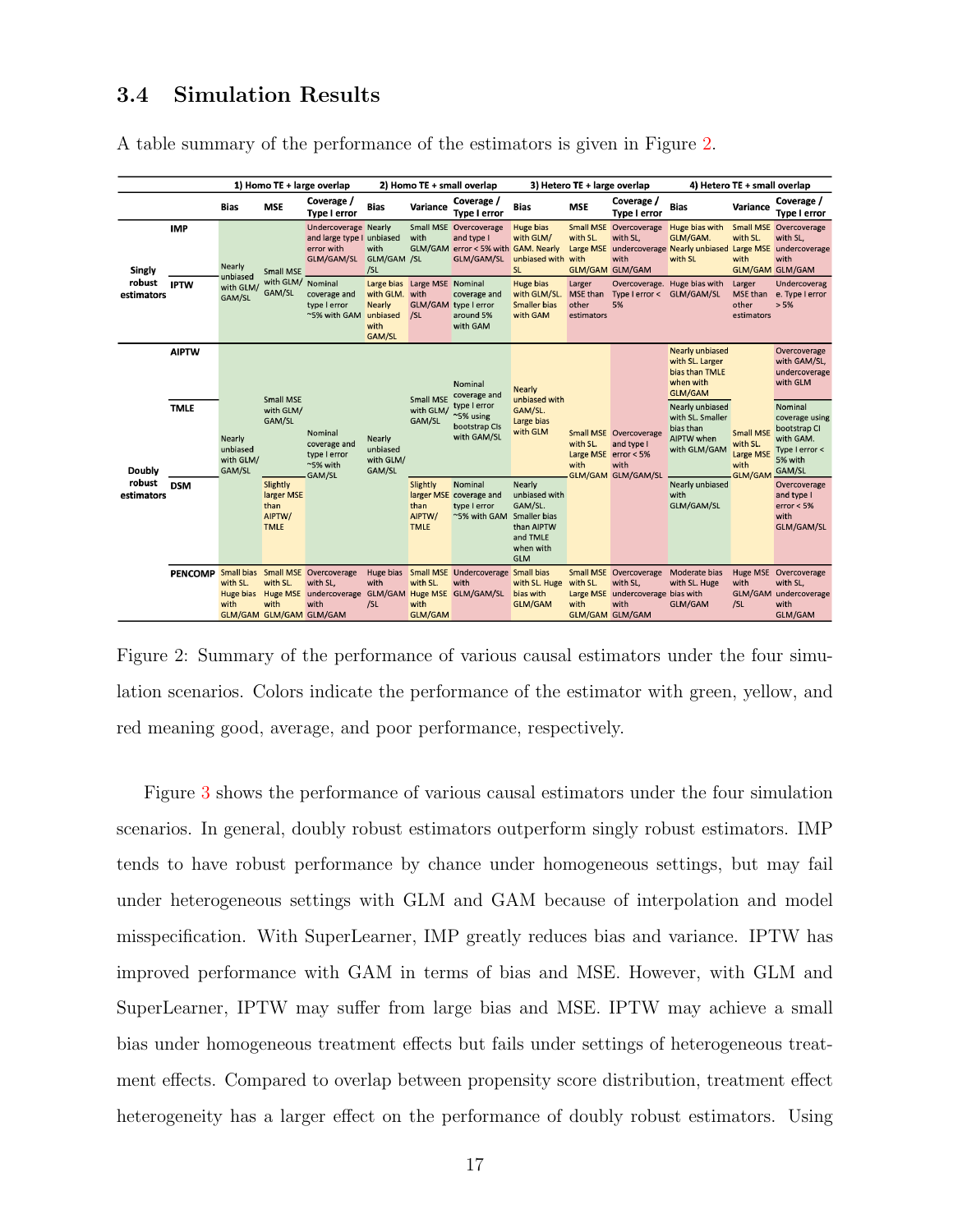## 3.4 Simulation Results

A table summary of the performance of the estimators is given in Figure 2.

| | | 1) Homo TE + large overlap | | | 2) Homo TE + small overlap | | | 3) Hetero TE + large overlap | | | 4) Hetero TE + small overlap | | |
|---|---|---|---|---|---|---|---|---|---|---|---|---|---|
| | | Bias | MSE | Coverage / Type I error | Bias | Variance | Coverage / Type I error | Bias | MSE | Coverage / Type I error | Bias | Variance | Coverage / Type I error |
| Singly robust estimators | IMP | Nearly unbiased with GLM/GAM/SL | Small MSE with GLM/GAM/SL | Undercoverage and large type I error with GLM/GAM/SL | Nearly unbiased with GLM/GAM/SL | Small MSE with GLM/GAM/SL | Overcoverage and type I error < 5% with GLM/GAM/SL | Huge bias with GLM/GAM. Nearly unbiased with SL | Small MSE with SL. Large MSE with GLM/GAM | Overcoverage with SL, undercoverage with GLM/GAM | Huge bias with GLM/GAM. Nearly unbiased with SL | Small MSE with SL. Large MSE with GLM/GAM | Overcoverage with SL, undercoverage with GLM/GAM |
| | IPTW | | | Nominal coverage and type I error ~5% with GAM | Large bias with GLM. Nearly unbiased with GAM/SL | Large MSE with GLM/GAM/SL | Nominal coverage and type I error around 5% with GAM | Huge bias with GLM/SL. Smaller bias with GAM | Larger MSE than other estimators | Overcoverage. Type I error < 5% | Huge bias with GLM/GAM/SL | Larger MSE than other estimators | Undercoverage. Type I error > 5% |
| Doubly robust estimators | AIPTW | Nearly unbiased with GLM/GAM/SL | Small MSE with GLM/GAM/SL | Nominal coverage and type I error ~5% with GAM/SL | Nearly unbiased with GLM/GAM/SL | Small MSE with GLM/GAM/SL | Nominal coverage and type I error ~5% using bootstrap CIs with GAM/SL | Nearly unbiased with GAM/SL. Large bias with GLM | Small MSE with SL. Large MSE with GLM/GAM | Overcoverage and type I error < 5% with GLM/GAM/SL | Nearly unbiased with SL. Larger bias than TMLE when with GLM/GAM | Small MSE with SL. Large MSE with GLM/GAM | Overcoverage with GAM/SL, undercoverage with GLM |
| | TMLE | | | | | | | | | | Nearly unbiased with SL. Smaller bias than AIPTW when with GLM/GAM | | Nominal coverage using bootstrap CI with GAM. Type I error < 5% with GAM/SL |
| | DSM | | Slightly larger MSE than AIPTW/TMLE | | | Slightly larger MSE than AIPTW/TMLE | Nominal coverage and type I error ~5% with GAM | Nearly unbiased with GAM/SL. Smaller bias than AIPTW and TMLE when with GLM | | | Nearly unbiased with GLM/GAM/SL | | Overcoverage and type I error < 5% with GLM/GAM/SL |
| | PENCOMP | Small bias with SL. Huge bias with GLM/GAM | Small MSE with SL. Huge MSE with GLM/GAM | Overcoverage with SL, undercoverage with GLM/GAM | Huge bias with GLM/GAM/SL | Small MSE with SL. Huge MSE with GLM/GAM | Undercoverage with GLM/GAM/SL | Small bias with SL. Huge bias with GLM/GAM | Small MSE with SL. Large MSE with GLM/GAM | Overcoverage with SL, undercoverage with GLM/GAM | Moderate bias with SL. Huge bias with GLM/GAM | Huge MSE with GLM/GAM/SL | Overcoverage with SL, undercoverage with GLM/GAM |

Figure 2: Summary of the performance of various causal estimators under the four simulation scenarios. Colors indicate the performance of the estimator with green, yellow, and red meaning good, average, and poor performance, respectively.

Figure 3 shows the performance of various causal estimators under the four simulation scenarios. In general, doubly robust estimators outperform singly robust estimators. IMP tends to have robust performance by chance under homogeneous settings, but may fail under heterogeneous settings with GLM and GAM because of interpolation and model misspecification. With SuperLearner, IMP greatly reduces bias and variance. IPTW has improved performance with GAM in terms of bias and MSE. However, with GLM and SuperLearner, IPTW may suffer from large bias and MSE. IPTW may achieve a small bias under homogeneous treatment effects but fails under settings of heterogeneous treatment effects. Compared to overlap between propensity score distribution, treatment effect heterogeneity has a larger effect on the performance of doubly robust estimators. Using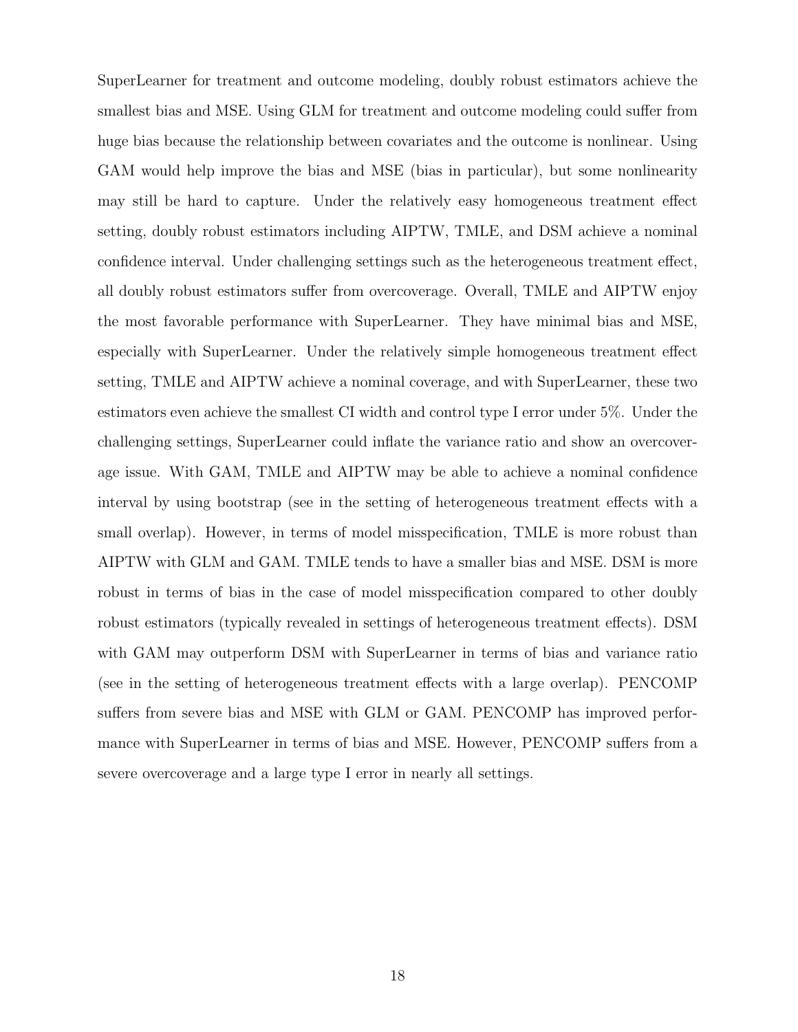SuperLearner for treatment and outcome modeling, doubly robust estimators achieve the smallest bias and MSE. Using GLM for treatment and outcome modeling could suffer from huge bias because the relationship between covariates and the outcome is nonlinear. Using GAM would help improve the bias and MSE (bias in particular), but some nonlinearity may still be hard to capture. Under the relatively easy homogeneous treatment effect setting, doubly robust estimators including AIPTW, TMLE, and DSM achieve a nominal confidence interval. Under challenging settings such as the heterogeneous treatment effect, all doubly robust estimators suffer from overcoverage. Overall, TMLE and AIPTW enjoy the most favorable performance with SuperLearner. They have minimal bias and MSE, especially with SuperLearner. Under the relatively simple homogeneous treatment effect setting, TMLE and AIPTW achieve a nominal coverage, and with SuperLearner, these two estimators even achieve the smallest CI width and control type I error under 5%. Under the challenging settings, SuperLearner could inflate the variance ratio and show an overcoverage issue. With GAM, TMLE and AIPTW may be able to achieve a nominal confidence interval by using bootstrap (see in the setting of heterogeneous treatment effects with a small overlap). However, in terms of model misspecification, TMLE is more robust than AIPTW with GLM and GAM. TMLE tends to have a smaller bias and MSE. DSM is more robust in terms of bias in the case of model misspecification compared to other doubly robust estimators (typically revealed in settings of heterogeneous treatment effects). DSM with GAM may outperform DSM with SuperLearner in terms of bias and variance ratio (see in the setting of heterogeneous treatment effects with a large overlap). PENCOMP suffers from severe bias and MSE with GLM or GAM. PENCOMP has improved performance with SuperLearner in terms of bias and MSE. However, PENCOMP suffers from a severe overcoverage and a large type I error in nearly all settings.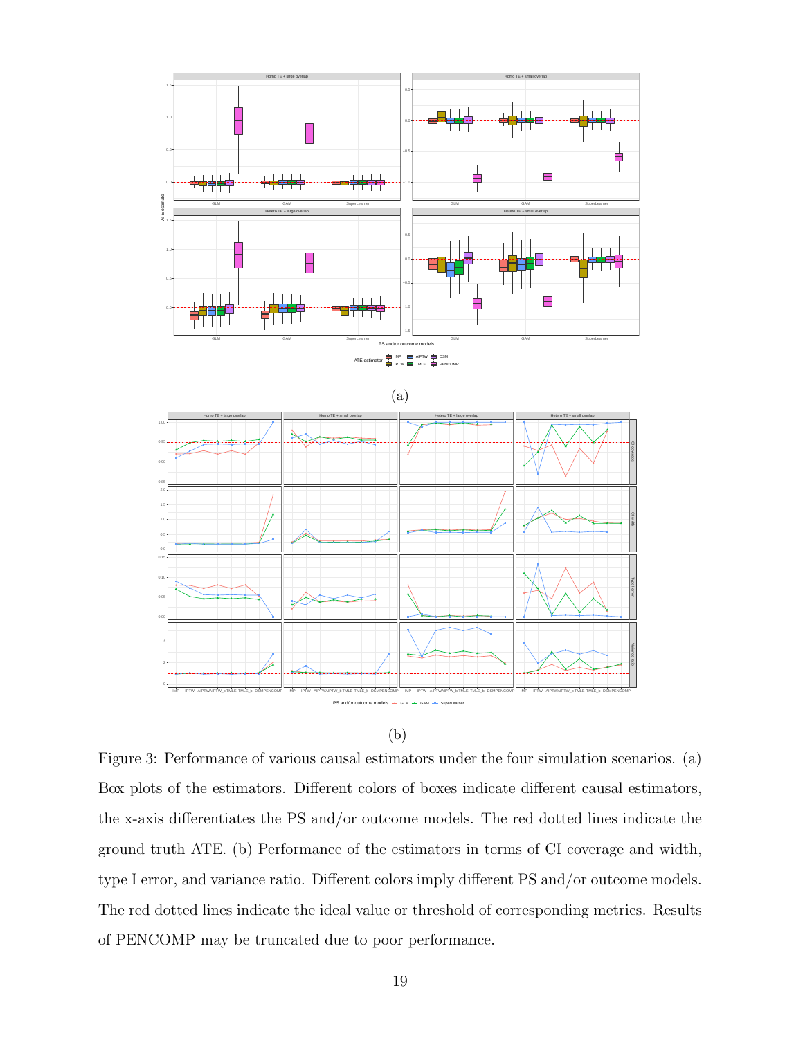(a)

(b)

Figure 3: Performance of various causal estimators under the four simulation scenarios. (a) Box plots of the estimators. Different colors of boxes indicate different causal estimators, the x-axis differentiates the PS and/or outcome models. The red dotted lines indicate the ground truth ATE. (b) Performance of the estimators in terms of CI coverage and width, type I error, and variance ratio. Different colors imply different PS and/or outcome models. The red dotted lines indicate the ideal value or threshold of corresponding metrics. Results of PENCOMP may be truncated due to poor performance.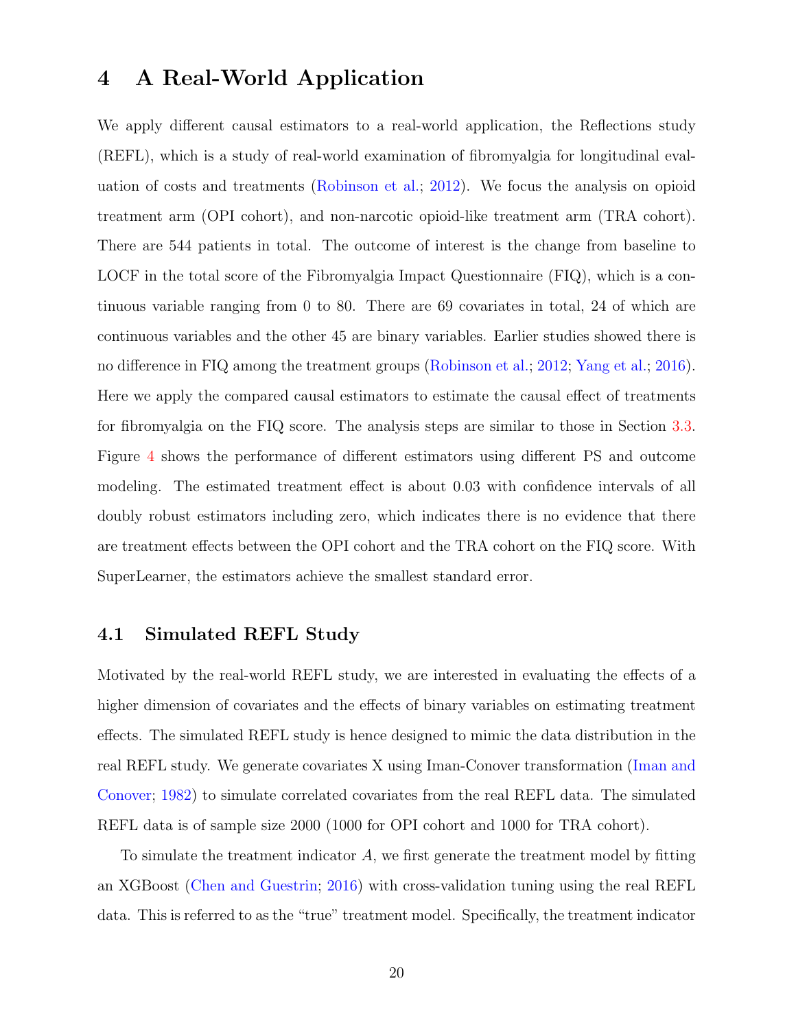# 4 A Real-World Application

We apply different causal estimators to a real-world application, the Reflections study (REFL), which is a study of real-world examination of fibromyalgia for longitudinal evaluation of costs and treatments (Robinson et al.; 2012). We focus the analysis on opioid treatment arm (OPI cohort), and non-narcotic opioid-like treatment arm (TRA cohort). There are 544 patients in total. The outcome of interest is the change from baseline to LOCF in the total score of the Fibromyalgia Impact Questionnaire (FIQ), which is a continuous variable ranging from 0 to 80. There are 69 covariates in total, 24 of which are continuous variables and the other 45 are binary variables. Earlier studies showed there is no difference in FIQ among the treatment groups (Robinson et al.; 2012; Yang et al.; 2016). Here we apply the compared causal estimators to estimate the causal effect of treatments for fibromyalgia on the FIQ score. The analysis steps are similar to those in Section 3.3. Figure 4 shows the performance of different estimators using different PS and outcome modeling. The estimated treatment effect is about 0.03 with confidence intervals of all doubly robust estimators including zero, which indicates there is no evidence that there are treatment effects between the OPI cohort and the TRA cohort on the FIQ score. With SuperLearner, the estimators achieve the smallest standard error.

## 4.1 Simulated REFL Study

Motivated by the real-world REFL study, we are interested in evaluating the effects of a higher dimension of covariates and the effects of binary variables on estimating treatment effects. The simulated REFL study is hence designed to mimic the data distribution in the real REFL study. We generate covariates X using Iman-Conover transformation (Iman and Conover; 1982) to simulate correlated covariates from the real REFL data. The simulated REFL data is of sample size 2000 (1000 for OPI cohort and 1000 for TRA cohort).

To simulate the treatment indicator $A$, we first generate the treatment model by fitting an XGBoost (Chen and Guestrin; 2016) with cross-validation tuning using the real REFL data. This is referred to as the "true" treatment model. Specifically, the treatment indicator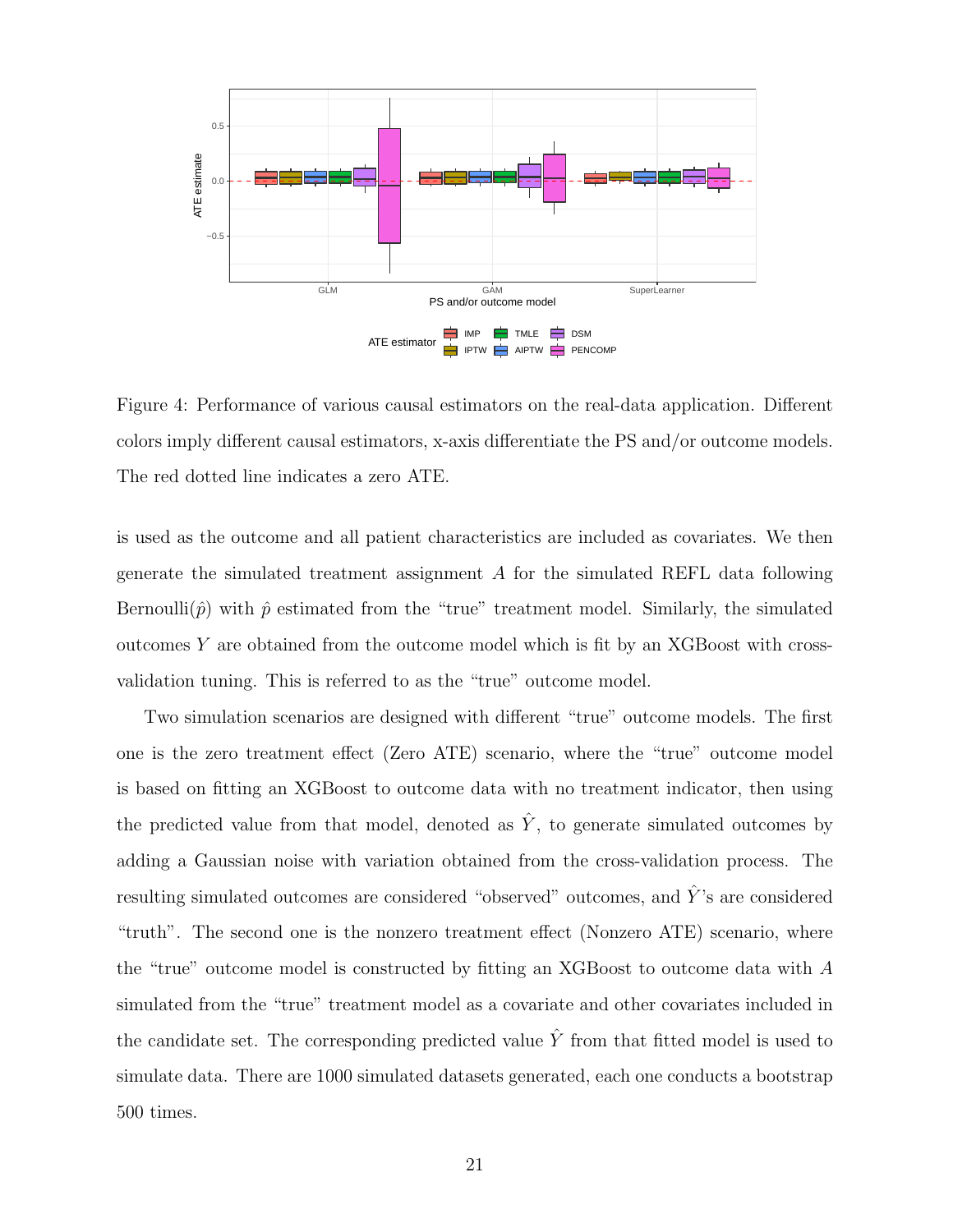Figure 4: Performance of various causal estimators on the real-data application. Different colors imply different causal estimators, x-axis differentiate the PS and/or outcome models. The red dotted line indicates a zero ATE.

is used as the outcome and all patient characteristics are included as covariates. We then generate the simulated treatment assignment $A$ for the simulated REFL data following Bernoulli($\hat{p}$) with $\hat{p}$ estimated from the "true" treatment model. Similarly, the simulated outcomes $Y$ are obtained from the outcome model which is fit by an XGBoost with cross-validation tuning. This is referred to as the "true" outcome model.

Two simulation scenarios are designed with different "true" outcome models. The first one is the zero treatment effect (Zero ATE) scenario, where the "true" outcome model is based on fitting an XGBoost to outcome data with no treatment indicator, then using the predicted value from that model, denoted as $\hat{Y}$, to generate simulated outcomes by adding a Gaussian noise with variation obtained from the cross-validation process. The resulting simulated outcomes are considered "observed" outcomes, and $\hat{Y}$'s are considered "truth". The second one is the nonzero treatment effect (Nonzero ATE) scenario, where the "true" outcome model is constructed by fitting an XGBoost to outcome data with $A$ simulated from the "true" treatment model as a covariate and other covariates included in the candidate set. The corresponding predicted value $\hat{Y}$ from that fitted model is used to simulate data. There are 1000 simulated datasets generated, each one conducts a bootstrap 500 times.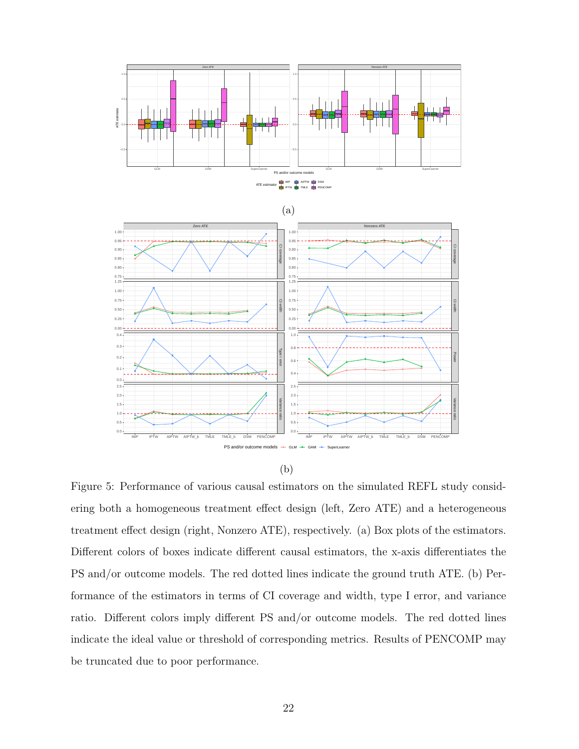(a)

(b)

Figure 5: Performance of various causal estimators on the simulated REFL study considering both a homogeneous treatment effect design (left, Zero ATE) and a heterogeneous treatment effect design (right, Nonzero ATE), respectively. (a) Box plots of the estimators. Different colors of boxes indicate different causal estimators, the x-axis differentiates the PS and/or outcome models. The red dotted lines indicate the ground truth ATE. (b) Performance of the estimators in terms of CI coverage and width, type I error, and variance ratio. Different colors imply different PS and/or outcome models. The red dotted lines indicate the ideal value or threshold of corresponding metrics. Results of PENCOMP may be truncated due to poor performance.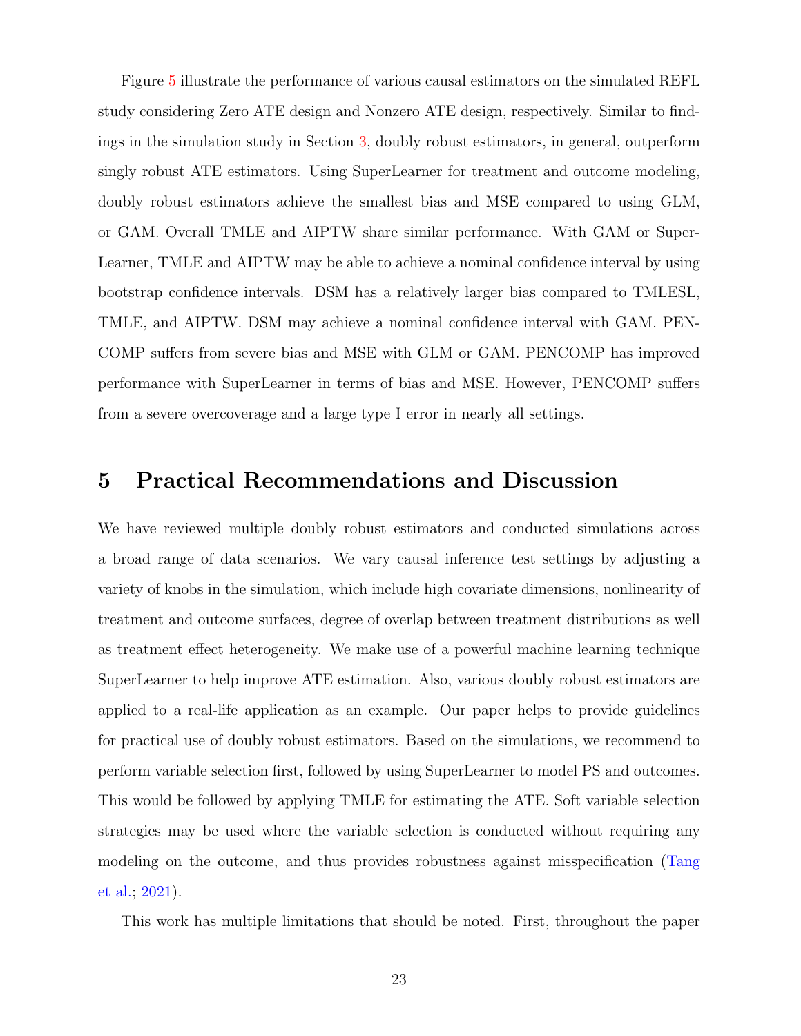Figure 5 illustrate the performance of various causal estimators on the simulated REFL study considering Zero ATE design and Nonzero ATE design, respectively. Similar to findings in the simulation study in Section 3, doubly robust estimators, in general, outperform singly robust ATE estimators. Using SuperLearner for treatment and outcome modeling, doubly robust estimators achieve the smallest bias and MSE compared to using GLM, or GAM. Overall TMLE and AIPTW share similar performance. With GAM or SuperLearner, TMLE and AIPTW may be able to achieve a nominal confidence interval by using bootstrap confidence intervals. DSM has a relatively larger bias compared to TMLESL, TMLE, and AIPTW. DSM may achieve a nominal confidence interval with GAM. PENCOMP suffers from severe bias and MSE with GLM or GAM. PENCOMP has improved performance with SuperLearner in terms of bias and MSE. However, PENCOMP suffers from a severe overcoverage and a large type I error in nearly all settings.

# 5 Practical Recommendations and Discussion

We have reviewed multiple doubly robust estimators and conducted simulations across a broad range of data scenarios. We vary causal inference test settings by adjusting a variety of knobs in the simulation, which include high covariate dimensions, nonlinearity of treatment and outcome surfaces, degree of overlap between treatment distributions as well as treatment effect heterogeneity. We make use of a powerful machine learning technique SuperLearner to help improve ATE estimation. Also, various doubly robust estimators are applied to a real-life application as an example. Our paper helps to provide guidelines for practical use of doubly robust estimators. Based on the simulations, we recommend to perform variable selection first, followed by using SuperLearner to model PS and outcomes. This would be followed by applying TMLE for estimating the ATE. Soft variable selection strategies may be used where the variable selection is conducted without requiring any modeling on the outcome, and thus provides robustness against misspecification (Tang et al.; 2021).

This work has multiple limitations that should be noted. First, throughout the paper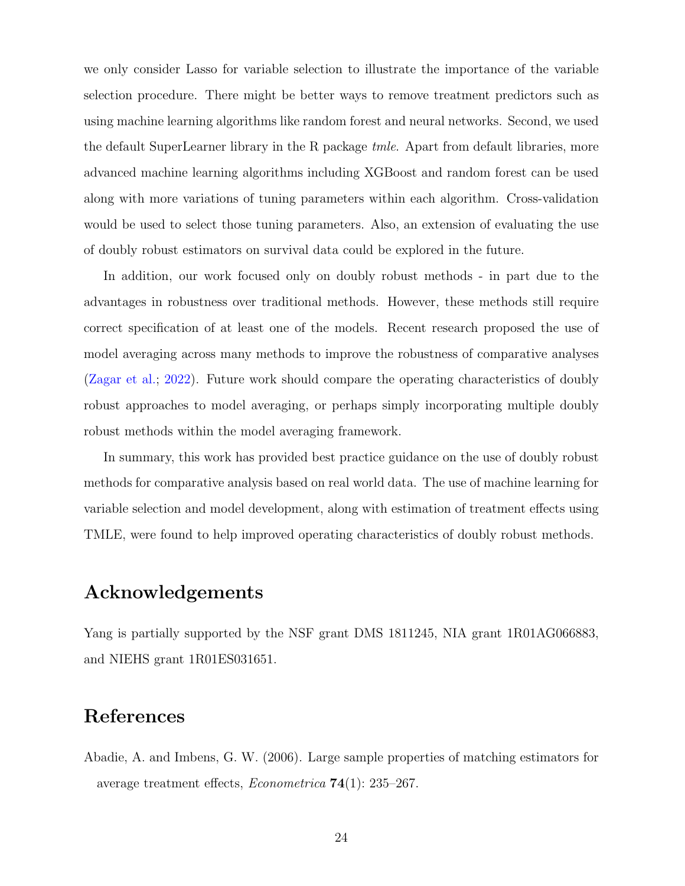we only consider Lasso for variable selection to illustrate the importance of the variable selection procedure. There might be better ways to remove treatment predictors such as using machine learning algorithms like random forest and neural networks. Second, we used the default SuperLearner library in the R package *tmle*. Apart from default libraries, more advanced machine learning algorithms including XGBoost and random forest can be used along with more variations of tuning parameters within each algorithm. Cross-validation would be used to select those tuning parameters. Also, an extension of evaluating the use of doubly robust estimators on survival data could be explored in the future.

In addition, our work focused only on doubly robust methods - in part due to the advantages in robustness over traditional methods. However, these methods still require correct specification of at least one of the models. Recent research proposed the use of model averaging across many methods to improve the robustness of comparative analyses (Zagar et al.; 2022). Future work should compare the operating characteristics of doubly robust approaches to model averaging, or perhaps simply incorporating multiple doubly robust methods within the model averaging framework.

In summary, this work has provided best practice guidance on the use of doubly robust methods for comparative analysis based on real world data. The use of machine learning for variable selection and model development, along with estimation of treatment effects using TMLE, were found to help improved operating characteristics of doubly robust methods.

## Acknowledgements

Yang is partially supported by the NSF grant DMS 1811245, NIA grant 1R01AG066883, and NIEHS grant 1R01ES031651.

## References

Abadie, A. and Imbens, G. W. (2006). Large sample properties of matching estimators for average treatment effects, *Econometrica* **74**(1): 235–267.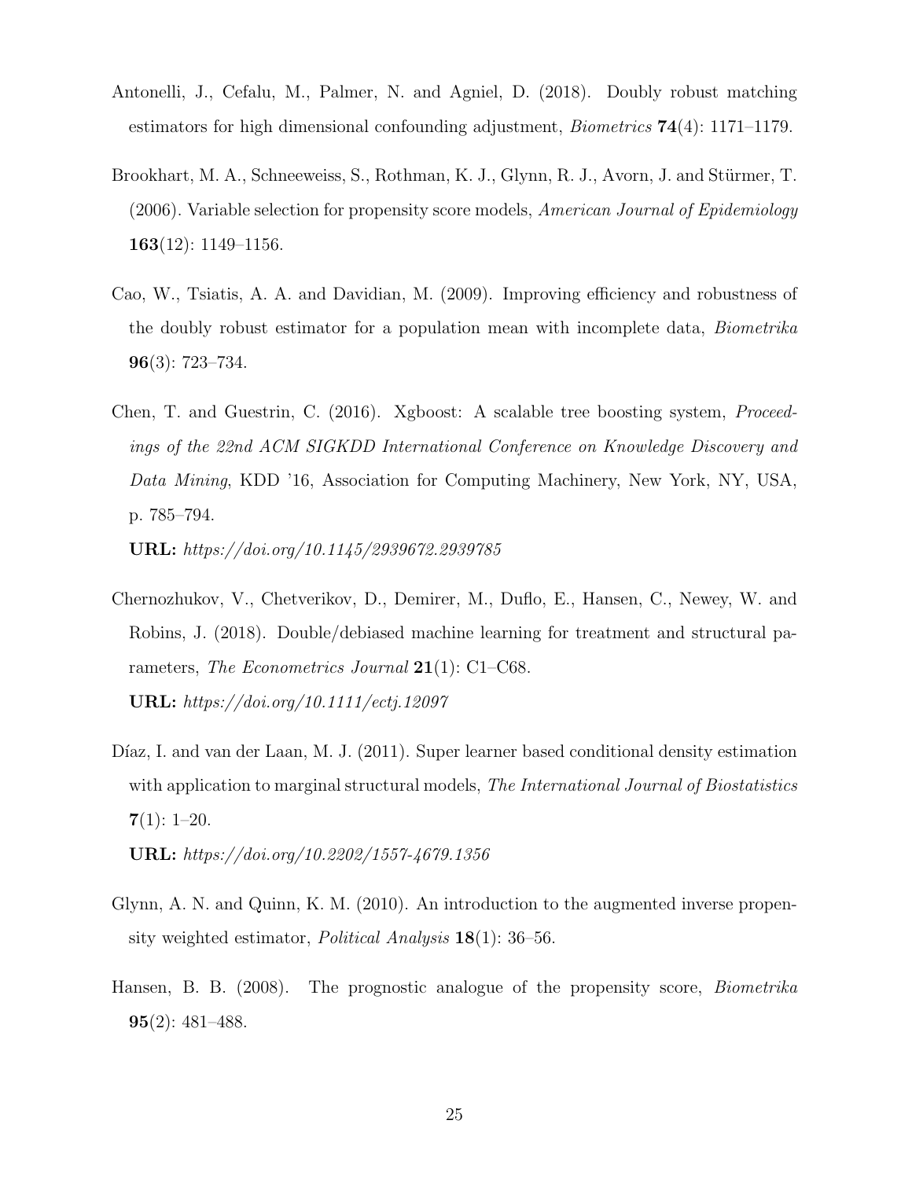Antonelli, J., Cefalu, M., Palmer, N. and Agniel, D. (2018). Doubly robust matching estimators for high dimensional confounding adjustment, *Biometrics* **74**(4): 1171–1179.

Brookhart, M. A., Schneeweiss, S., Rothman, K. J., Glynn, R. J., Avorn, J. and Stürmer, T. (2006). Variable selection for propensity score models, *American Journal of Epidemiology* **163**(12): 1149–1156.

Cao, W., Tsiatis, A. A. and Davidian, M. (2009). Improving efficiency and robustness of the doubly robust estimator for a population mean with incomplete data, *Biometrika* **96**(3): 723–734.

Chen, T. and Guestrin, C. (2016). Xgboost: A scalable tree boosting system, *Proceedings of the 22nd ACM SIGKDD International Conference on Knowledge Discovery and Data Mining*, KDD '16, Association for Computing Machinery, New York, NY, USA, p. 785–794.
**URL:** *https://doi.org/10.1145/2939672.2939785*

Chernozhukov, V., Chetverikov, D., Demirer, M., Duflo, E., Hansen, C., Newey, W. and Robins, J. (2018). Double/debiased machine learning for treatment and structural parameters, *The Econometrics Journal* **21**(1): C1–C68.
**URL:** *https://doi.org/10.1111/ectj.12097*

Díaz, I. and van der Laan, M. J. (2011). Super learner based conditional density estimation with application to marginal structural models, *The International Journal of Biostatistics* **7**(1): 1–20.
**URL:** *https://doi.org/10.2202/1557-4679.1356*

Glynn, A. N. and Quinn, K. M. (2010). An introduction to the augmented inverse propensity weighted estimator, *Political Analysis* **18**(1): 36–56.

Hansen, B. B. (2008). The prognostic analogue of the propensity score, *Biometrika* **95**(2): 481–488.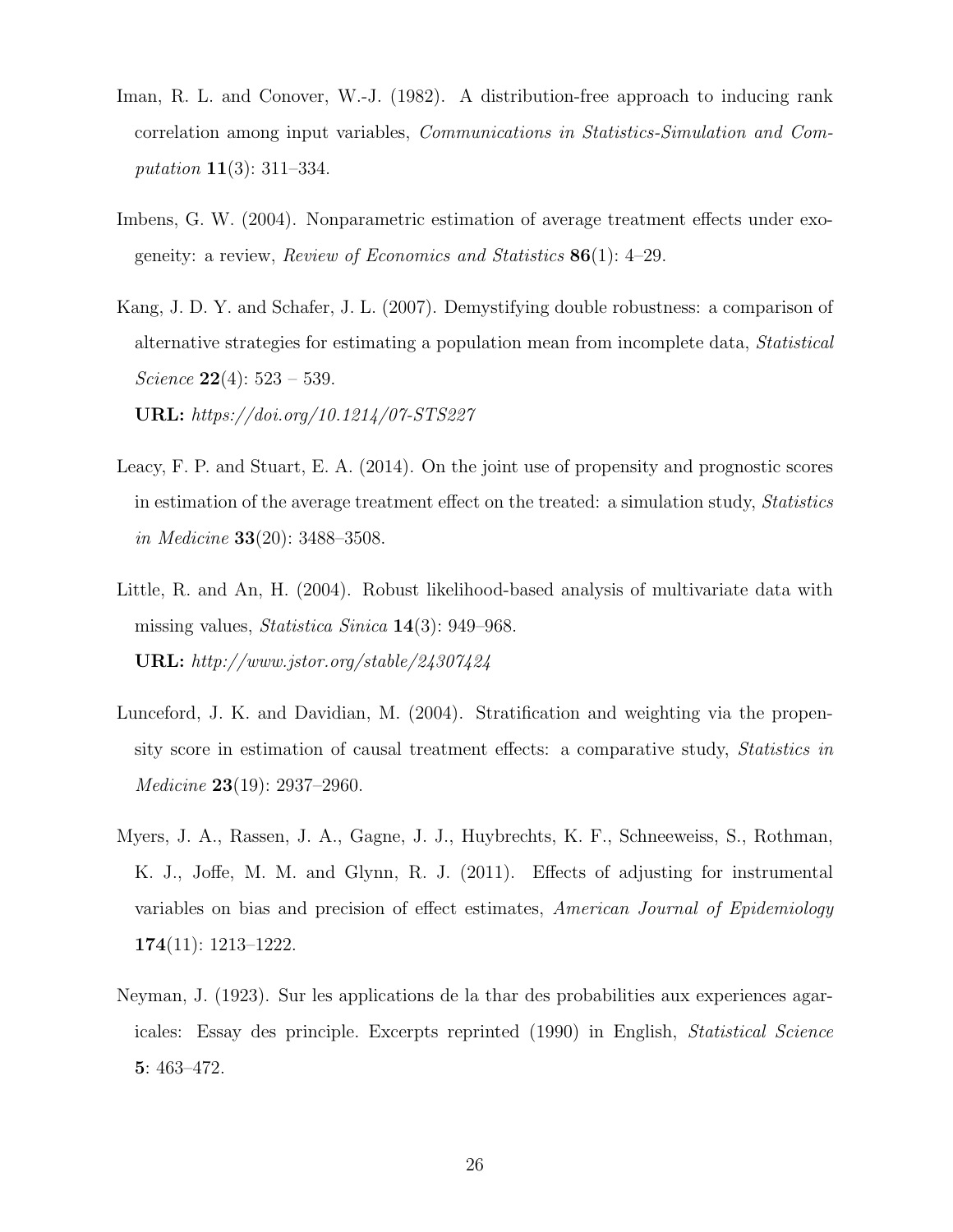Iman, R. L. and Conover, W.-J. (1982). A distribution-free approach to inducing rank correlation among input variables, *Communications in Statistics-Simulation and Computation* **11**(3): 311–334.

Imbens, G. W. (2004). Nonparametric estimation of average treatment effects under exogeneity: a review, *Review of Economics and Statistics* **86**(1): 4–29.

Kang, J. D. Y. and Schafer, J. L. (2007). Demystifying double robustness: a comparison of alternative strategies for estimating a population mean from incomplete data, *Statistical Science* **22**(4): 523 – 539.
**URL:** *https://doi.org/10.1214/07-STS227*

Leacy, F. P. and Stuart, E. A. (2014). On the joint use of propensity and prognostic scores in estimation of the average treatment effect on the treated: a simulation study, *Statistics in Medicine* **33**(20): 3488–3508.

Little, R. and An, H. (2004). Robust likelihood-based analysis of multivariate data with missing values, *Statistica Sinica* **14**(3): 949–968.
**URL:** *http://www.jstor.org/stable/24307424*

Lunceford, J. K. and Davidian, M. (2004). Stratification and weighting via the propensity score in estimation of causal treatment effects: a comparative study, *Statistics in Medicine* **23**(19): 2937–2960.

Myers, J. A., Rassen, J. A., Gagne, J. J., Huybrechts, K. F., Schneeweiss, S., Rothman, K. J., Joffe, M. M. and Glynn, R. J. (2011). Effects of adjusting for instrumental variables on bias and precision of effect estimates, *American Journal of Epidemiology* **174**(11): 1213–1222.

Neyman, J. (1923). Sur les applications de la thar des probabilities aux experiences agaricales: Essay des principle. Excerpts reprinted (1990) in English, *Statistical Science* **5**: 463–472.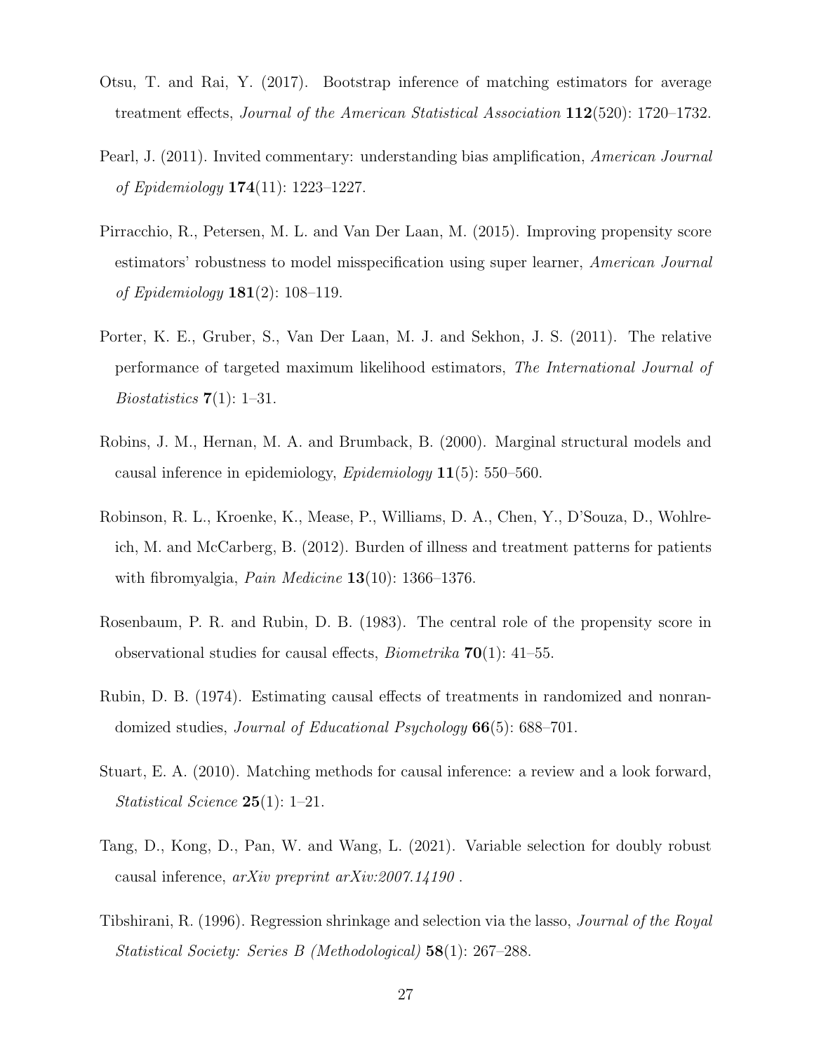Otsu, T. and Rai, Y. (2017). Bootstrap inference of matching estimators for average treatment effects, *Journal of the American Statistical Association* **112**(520): 1720–1732.

Pearl, J. (2011). Invited commentary: understanding bias amplification, *American Journal of Epidemiology* **174**(11): 1223–1227.

Pirracchio, R., Petersen, M. L. and Van Der Laan, M. (2015). Improving propensity score estimators' robustness to model misspecification using super learner, *American Journal of Epidemiology* **181**(2): 108–119.

Porter, K. E., Gruber, S., Van Der Laan, M. J. and Sekhon, J. S. (2011). The relative performance of targeted maximum likelihood estimators, *The International Journal of Biostatistics* **7**(1): 1–31.

Robins, J. M., Hernan, M. A. and Brumback, B. (2000). Marginal structural models and causal inference in epidemiology, *Epidemiology* **11**(5): 550–560.

Robinson, R. L., Kroenke, K., Mease, P., Williams, D. A., Chen, Y., D'Souza, D., Wohlreich, M. and McCarberg, B. (2012). Burden of illness and treatment patterns for patients with fibromyalgia, *Pain Medicine* **13**(10): 1366–1376.

Rosenbaum, P. R. and Rubin, D. B. (1983). The central role of the propensity score in observational studies for causal effects, *Biometrika* **70**(1): 41–55.

Rubin, D. B. (1974). Estimating causal effects of treatments in randomized and nonrandomized studies, *Journal of Educational Psychology* **66**(5): 688–701.

Stuart, E. A. (2010). Matching methods for causal inference: a review and a look forward, *Statistical Science* **25**(1): 1–21.

Tang, D., Kong, D., Pan, W. and Wang, L. (2021). Variable selection for doubly robust causal inference, *arXiv preprint arXiv:2007.14190* .

Tibshirani, R. (1996). Regression shrinkage and selection via the lasso, *Journal of the Royal Statistical Society: Series B (Methodological)* **58**(1): 267–288.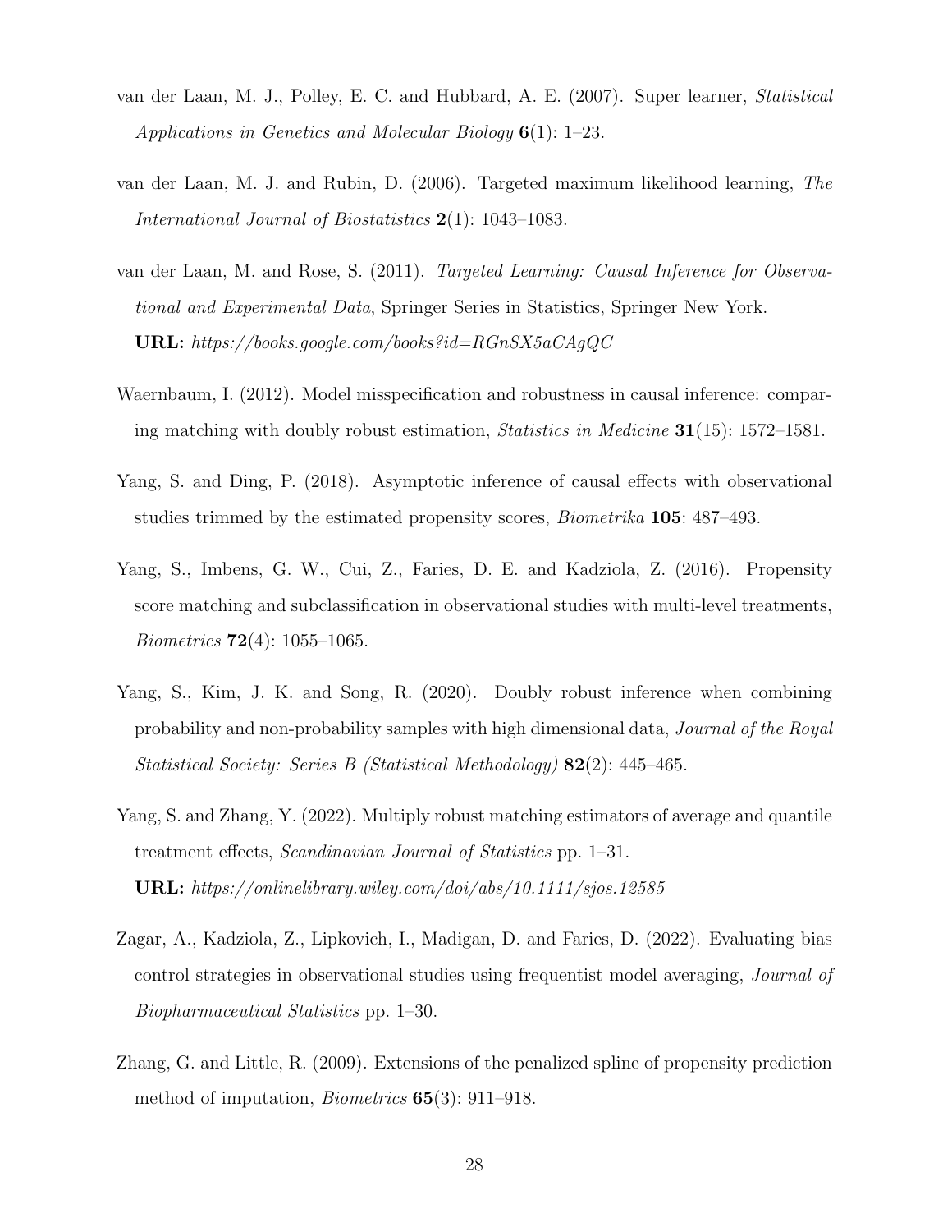van der Laan, M. J., Polley, E. C. and Hubbard, A. E. (2007). Super learner, *Statistical Applications in Genetics and Molecular Biology* **6**(1): 1–23.

van der Laan, M. J. and Rubin, D. (2006). Targeted maximum likelihood learning, *The International Journal of Biostatistics* **2**(1): 1043–1083.

van der Laan, M. and Rose, S. (2011). *Targeted Learning: Causal Inference for Observational and Experimental Data*, Springer Series in Statistics, Springer New York.
**URL:** *https://books.google.com/books?id=RGnSX5aCAgQC*

Waernbaum, I. (2012). Model misspecification and robustness in causal inference: comparing matching with doubly robust estimation, *Statistics in Medicine* **31**(15): 1572–1581.

Yang, S. and Ding, P. (2018). Asymptotic inference of causal effects with observational studies trimmed by the estimated propensity scores, *Biometrika* **105**: 487–493.

Yang, S., Imbens, G. W., Cui, Z., Faries, D. E. and Kadziola, Z. (2016). Propensity score matching and subclassification in observational studies with multi-level treatments, *Biometrics* **72**(4): 1055–1065.

Yang, S., Kim, J. K. and Song, R. (2020). Doubly robust inference when combining probability and non-probability samples with high dimensional data, *Journal of the Royal Statistical Society: Series B (Statistical Methodology)* **82**(2): 445–465.

Yang, S. and Zhang, Y. (2022). Multiply robust matching estimators of average and quantile treatment effects, *Scandinavian Journal of Statistics* pp. 1–31.
**URL:** *https://onlinelibrary.wiley.com/doi/abs/10.1111/sjos.12585*

Zagar, A., Kadziola, Z., Lipkovich, I., Madigan, D. and Faries, D. (2022). Evaluating bias control strategies in observational studies using frequentist model averaging, *Journal of Biopharmaceutical Statistics* pp. 1–30.

Zhang, G. and Little, R. (2009). Extensions of the penalized spline of propensity prediction method of imputation, *Biometrics* **65**(3): 911–918.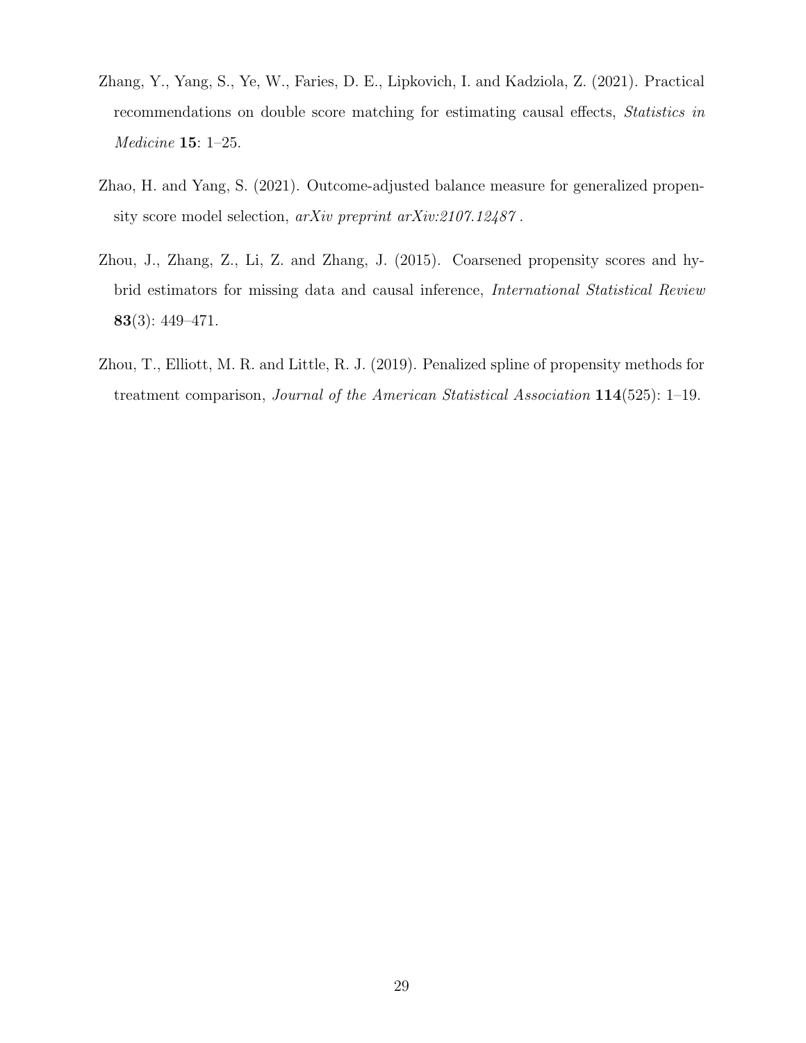Zhang, Y., Yang, S., Ye, W., Faries, D. E., Lipkovich, I. and Kadziola, Z. (2021). Practical recommendations on double score matching for estimating causal effects, *Statistics in Medicine* **15**: 1–25.

Zhao, H. and Yang, S. (2021). Outcome-adjusted balance measure for generalized propensity score model selection, *arXiv preprint arXiv:2107.12487* .

Zhou, J., Zhang, Z., Li, Z. and Zhang, J. (2015). Coarsened propensity scores and hybrid estimators for missing data and causal inference, *International Statistical Review* **83**(3): 449–471.

Zhou, T., Elliott, M. R. and Little, R. J. (2019). Penalized spline of propensity methods for treatment comparison, *Journal of the American Statistical Association* **114**(525): 1–19.